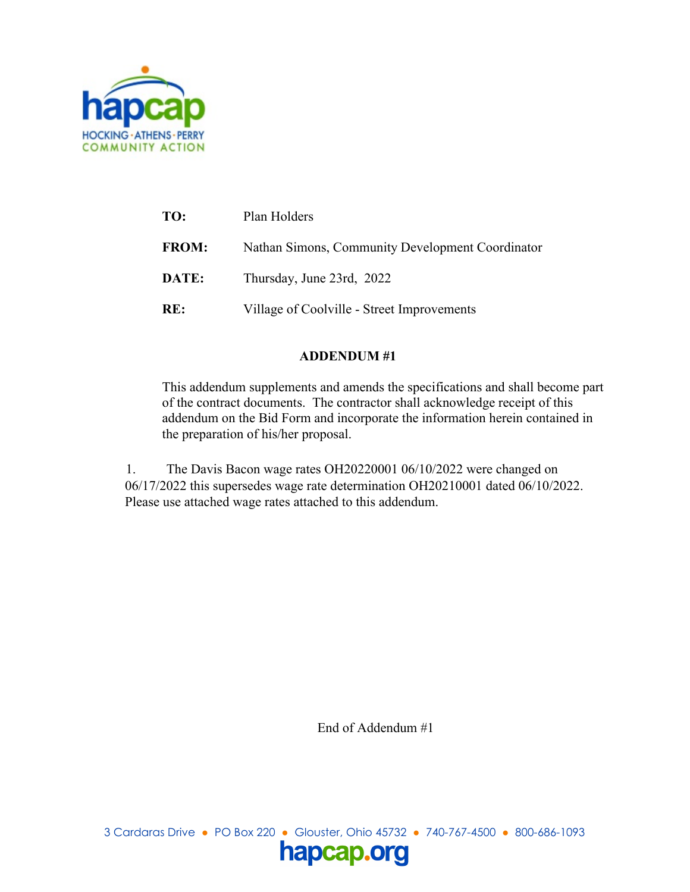hapcap

HOCKING · ATHENS · PERRY
COMMUNITY ACTION

| | |
|---|---|
| **TO:** | Plan Holders |
| **FROM:** | Nathan Simons, Community Development Coordinator |
| **DATE:** | Thursday, June 23rd, 2022 |
| **RE:** | Village of Coolville - Street Improvements |

**ADDENDUM #1**

This addendum supplements and amends the specifications and shall become part of the contract documents. The contractor shall acknowledge receipt of this addendum on the Bid Form and incorporate the information herein contained in the preparation of his/her proposal.

1. The Davis Bacon wage rates OH20220001 06/10/2022 were changed on 06/17/2022 this supersedes wage rate determination OH20210001 dated 06/10/2022. Please use attached wage rates attached to this addendum.

End of Addendum #1

3 Cardaras Drive • PO Box 220 • Glouster, Ohio 45732 • 740-767-4500 • 800-686-1093

hapcap.org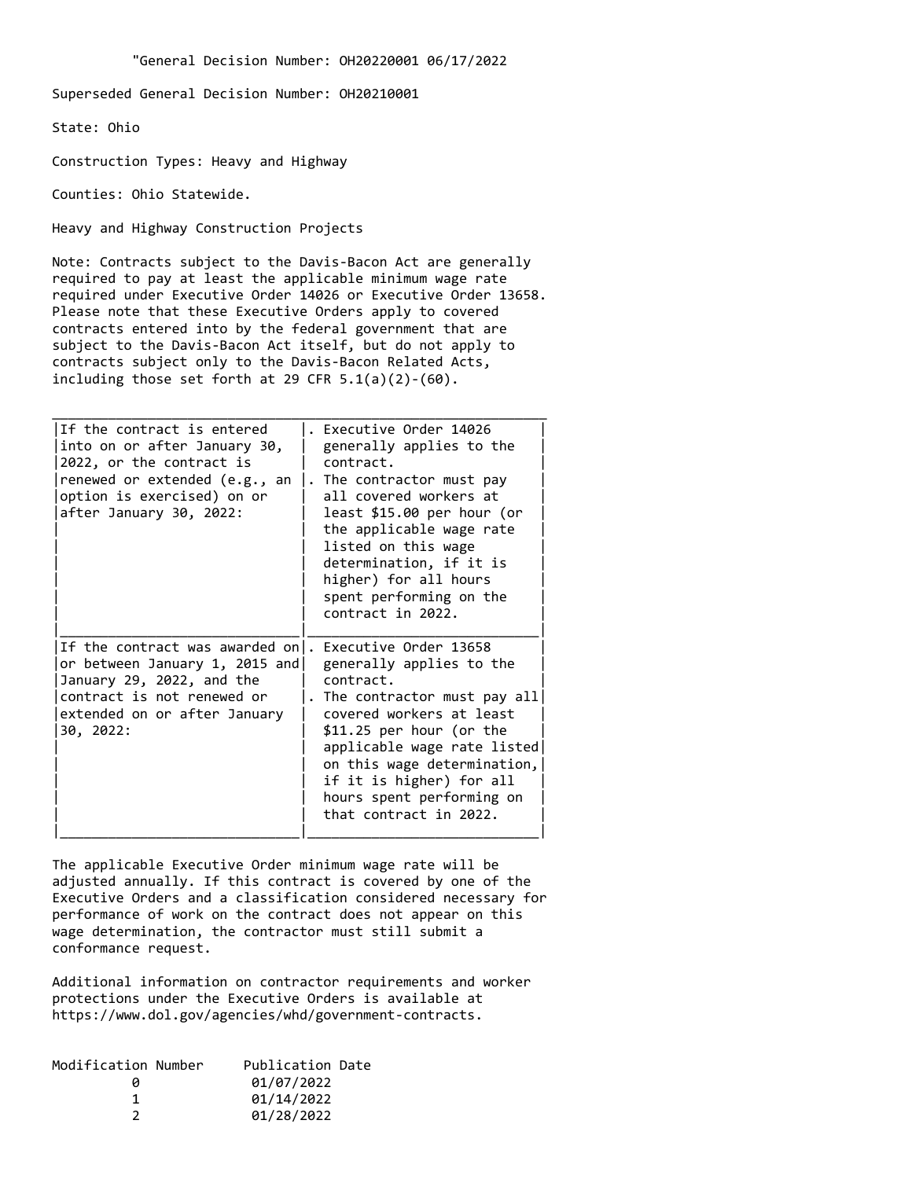"General Decision Number: OH20220001 06/17/2022

Superseded General Decision Number: OH20210001

State: Ohio

Construction Types: Heavy and Highway

Counties: Ohio Statewide.

Heavy and Highway Construction Projects

Note: Contracts subject to the Davis-Bacon Act are generally required to pay at least the applicable minimum wage rate required under Executive Order 14026 or Executive Order 13658. Please note that these Executive Orders apply to covered contracts entered into by the federal government that are subject to the Davis-Bacon Act itself, but do not apply to contracts subject only to the Davis-Bacon Related Acts, including those set forth at 29 CFR 5.1(a)(2)-(60).

| | |
|---|---|
| If the contract is entered into on or after January 30, 2022, or the contract is renewed or extended (e.g., an option is exercised) on or after January 30, 2022: | . Executive Order 14026 generally applies to the contract.<br>. The contractor must pay all covered workers at least $15.00 per hour (or the applicable wage rate listed on this wage determination, if it is higher) for all hours spent performing on the contract in 2022. |
| If the contract was awarded on or between January 1, 2015 and January 29, 2022, and the contract is not renewed or extended on or after January 30, 2022: | . Executive Order 13658 generally applies to the contract.<br>. The contractor must pay all covered workers at least $11.25 per hour (or the applicable wage rate listed on this wage determination, if it is higher) for all hours spent performing on that contract in 2022. |

The applicable Executive Order minimum wage rate will be adjusted annually. If this contract is covered by one of the Executive Orders and a classification considered necessary for performance of work on the contract does not appear on this wage determination, the contractor must still submit a conformance request.

Additional information on contractor requirements and worker protections under the Executive Orders is available at https://www.dol.gov/agencies/whd/government-contracts.

| Modification Number | Publication Date |
|---|---|
| 0 | 01/07/2022 |
| 1 | 01/14/2022 |
| 2 | 01/28/2022 |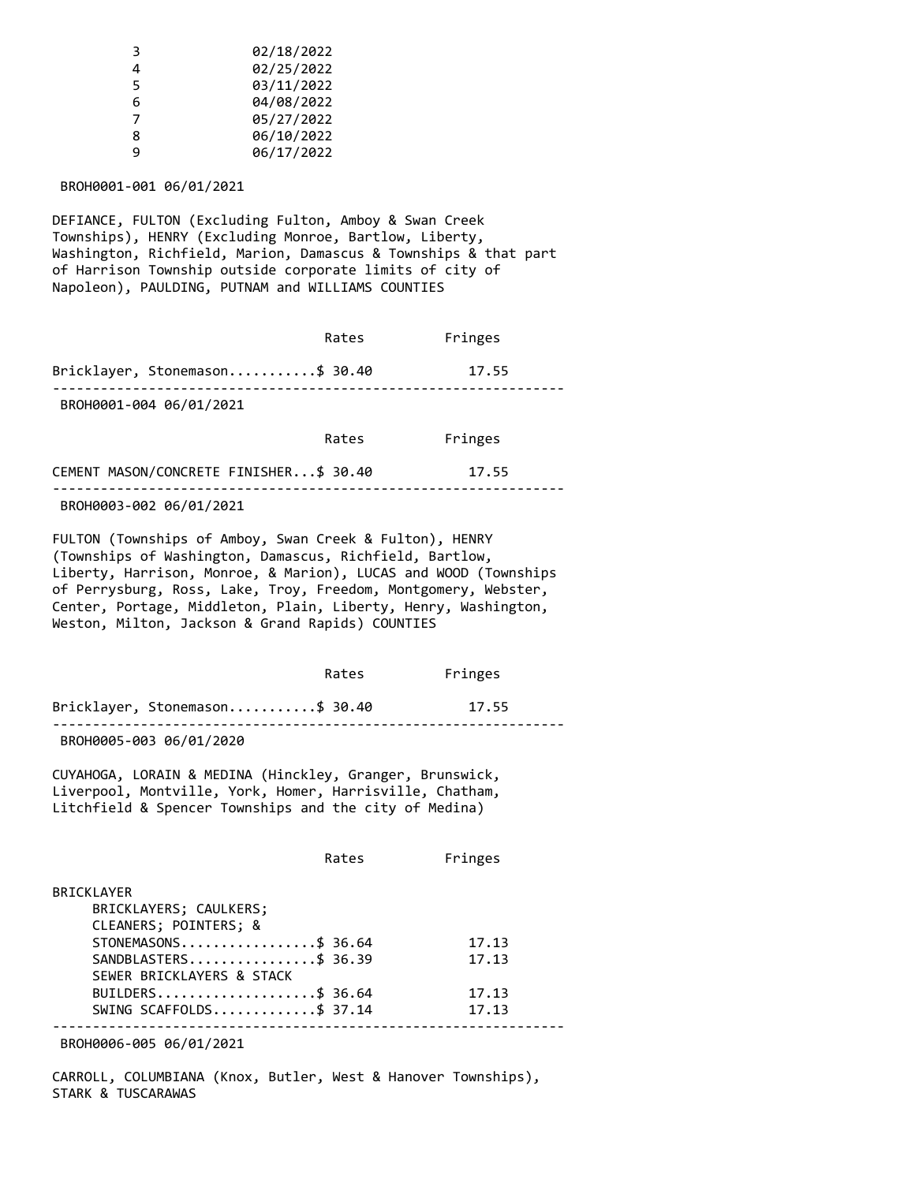| | |
|---|---|
| 3 | 02/18/2022 |
| 4 | 02/25/2022 |
| 5 | 03/11/2022 |
| 6 | 04/08/2022 |
| 7 | 05/27/2022 |
| 8 | 06/10/2022 |
| 9 | 06/17/2022 |

BROH0001-001 06/01/2021

DEFIANCE, FULTON (Excluding Fulton, Amboy & Swan Creek Townships), HENRY (Excluding Monroe, Bartlow, Liberty, Washington, Richfield, Marion, Damascus & Townships & that part of Harrison Township outside corporate limits of city of Napoleon), PAULDING, PUTNAM and WILLIAMS COUNTIES

| | Rates | Fringes |
|---|---|---|
| Bricklayer, Stonemason | $ 30.40 | 17.55 |

---

BROH0001-004 06/01/2021

| | Rates | Fringes |
|---|---|---|
| CEMENT MASON/CONCRETE FINISHER | $ 30.40 | 17.55 |

---

BROH0003-002 06/01/2021

FULTON (Townships of Amboy, Swan Creek & Fulton), HENRY (Townships of Washington, Damascus, Richfield, Bartlow, Liberty, Harrison, Monroe, & Marion), LUCAS and WOOD (Townships of Perrysburg, Ross, Lake, Troy, Freedom, Montgomery, Webster, Center, Portage, Middleton, Plain, Liberty, Henry, Washington, Weston, Milton, Jackson & Grand Rapids) COUNTIES

| | Rates | Fringes |
|---|---|---|
| Bricklayer, Stonemason | $ 30.40 | 17.55 |

---

BROH0005-003 06/01/2020

CUYAHOGA, LORAIN & MEDINA (Hinckley, Granger, Brunswick, Liverpool, Montville, York, Homer, Harrisville, Chatham, Litchfield & Spencer Townships and the city of Medina)

| | Rates | Fringes |
|---|---|---|
| BRICKLAYER | | |
| BRICKLAYERS; CAULKERS; CLEANERS; POINTERS; & STONEMASONS | $ 36.64 | 17.13 |
| SANDBLASTERS | $ 36.39 | 17.13 |
| SEWER BRICKLAYERS & STACK BUILDERS | $ 36.64 | 17.13 |
| SWING SCAFFOLDS | $ 37.14 | 17.13 |

---

BROH0006-005 06/01/2021

CARROLL, COLUMBIANA (Knox, Butler, West & Hanover Townships), STARK & TUSCARAWAS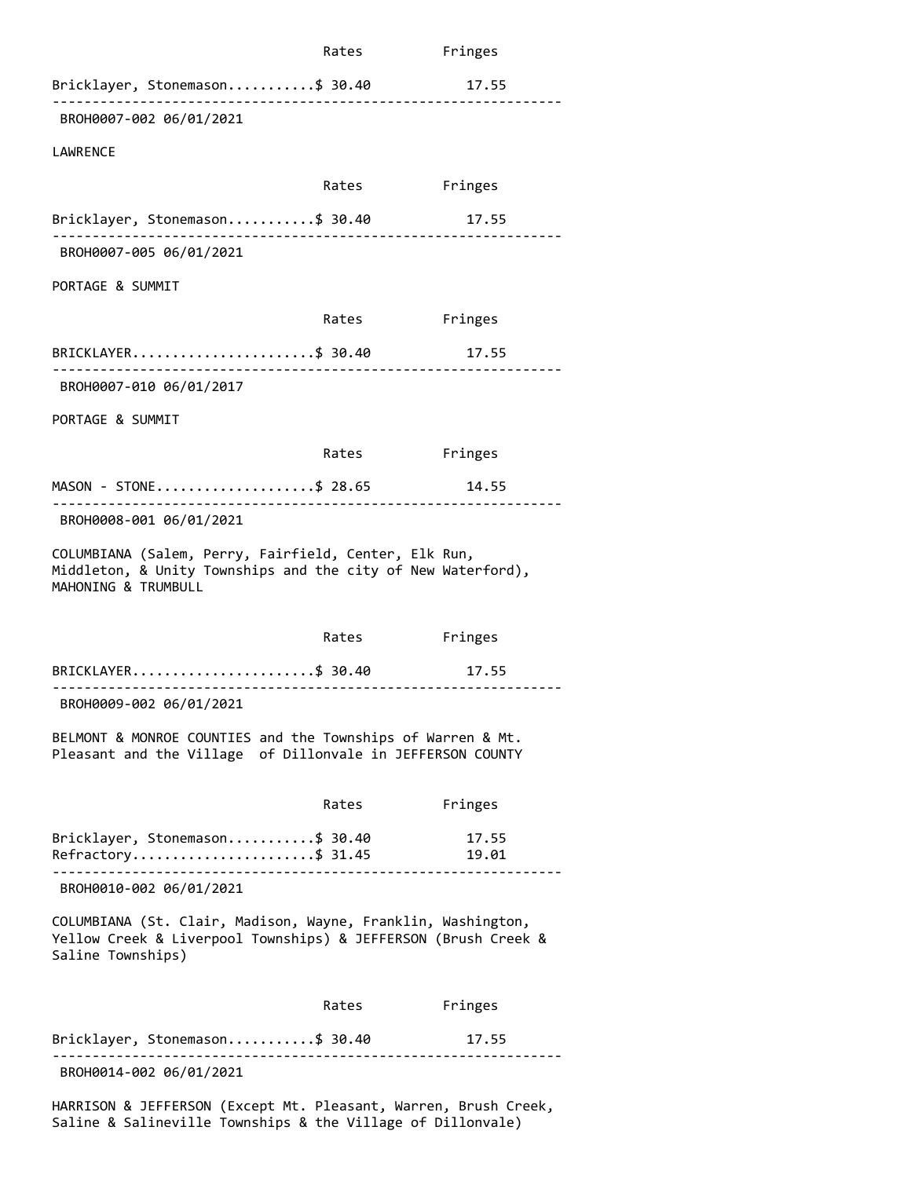| | Rates | Fringes |
|---|---|---|
| Bricklayer, Stonemason | $ 30.40 | 17.55 |

---

BROH0007-002 06/01/2021

LAWRENCE

| | Rates | Fringes |
|---|---|---|
| Bricklayer, Stonemason | $ 30.40 | 17.55 |

---

BROH0007-005 06/01/2021

PORTAGE & SUMMIT

| | Rates | Fringes |
|---|---|---|
| BRICKLAYER | $ 30.40 | 17.55 |

---

BROH0007-010 06/01/2017

PORTAGE & SUMMIT

| | Rates | Fringes |
|---|---|---|
| MASON - STONE | $ 28.65 | 14.55 |

---

BROH0008-001 06/01/2021

COLUMBIANA (Salem, Perry, Fairfield, Center, Elk Run, Middleton, & Unity Townships and the city of New Waterford), MAHONING & TRUMBULL

| | Rates | Fringes |
|---|---|---|
| BRICKLAYER | $ 30.40 | 17.55 |

---

BROH0009-002 06/01/2021

BELMONT & MONROE COUNTIES and the Townships of Warren & Mt. Pleasant and the Village of Dillonvale in JEFFERSON COUNTY

| | Rates | Fringes |
|---|---|---|
| Bricklayer, Stonemason | $ 30.40 | 17.55 |
| Refractory | $ 31.45 | 19.01 |

---

BROH0010-002 06/01/2021

COLUMBIANA (St. Clair, Madison, Wayne, Franklin, Washington, Yellow Creek & Liverpool Townships) & JEFFERSON (Brush Creek & Saline Townships)

| | Rates | Fringes |
|---|---|---|
| Bricklayer, Stonemason | $ 30.40 | 17.55 |

---

BROH0014-002 06/01/2021

HARRISON & JEFFERSON (Except Mt. Pleasant, Warren, Brush Creek, Saline & Salineville Townships & the Village of Dillonvale)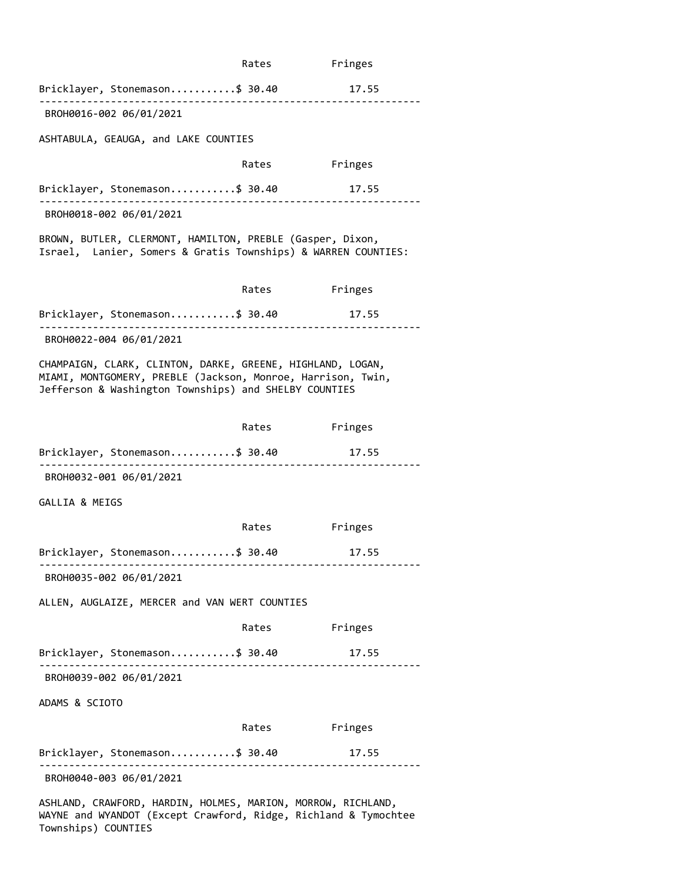| | Rates | Fringes |
|---|---|---|
| Bricklayer, Stonemason | $ 30.40 | 17.55 |

---

BROH0016-002 06/01/2021

ASHTABULA, GEAUGA, and LAKE COUNTIES

| | Rates | Fringes |
|---|---|---|
| Bricklayer, Stonemason | $ 30.40 | 17.55 |

---

BROH0018-002 06/01/2021

BROWN, BUTLER, CLERMONT, HAMILTON, PREBLE (Gasper, Dixon, Israel, Lanier, Somers & Gratis Townships) & WARREN COUNTIES:

| | Rates | Fringes |
|---|---|---|
| Bricklayer, Stonemason | $ 30.40 | 17.55 |

---

BROH0022-004 06/01/2021

CHAMPAIGN, CLARK, CLINTON, DARKE, GREENE, HIGHLAND, LOGAN, MIAMI, MONTGOMERY, PREBLE (Jackson, Monroe, Harrison, Twin, Jefferson & Washington Townships) and SHELBY COUNTIES

| | Rates | Fringes |
|---|---|---|
| Bricklayer, Stonemason | $ 30.40 | 17.55 |

---

BROH0032-001 06/01/2021

GALLIA & MEIGS

| | Rates | Fringes |
|---|---|---|
| Bricklayer, Stonemason | $ 30.40 | 17.55 |

---

BROH0035-002 06/01/2021

ALLEN, AUGLAIZE, MERCER and VAN WERT COUNTIES

| | Rates | Fringes |
|---|---|---|
| Bricklayer, Stonemason | $ 30.40 | 17.55 |

---

BROH0039-002 06/01/2021

ADAMS & SCIOTO

| | Rates | Fringes |
|---|---|---|
| Bricklayer, Stonemason | $ 30.40 | 17.55 |

---

BROH0040-003 06/01/2021

ASHLAND, CRAWFORD, HARDIN, HOLMES, MARION, MORROW, RICHLAND, WAYNE and WYANDOT (Except Crawford, Ridge, Richland & Tymochtee Townships) COUNTIES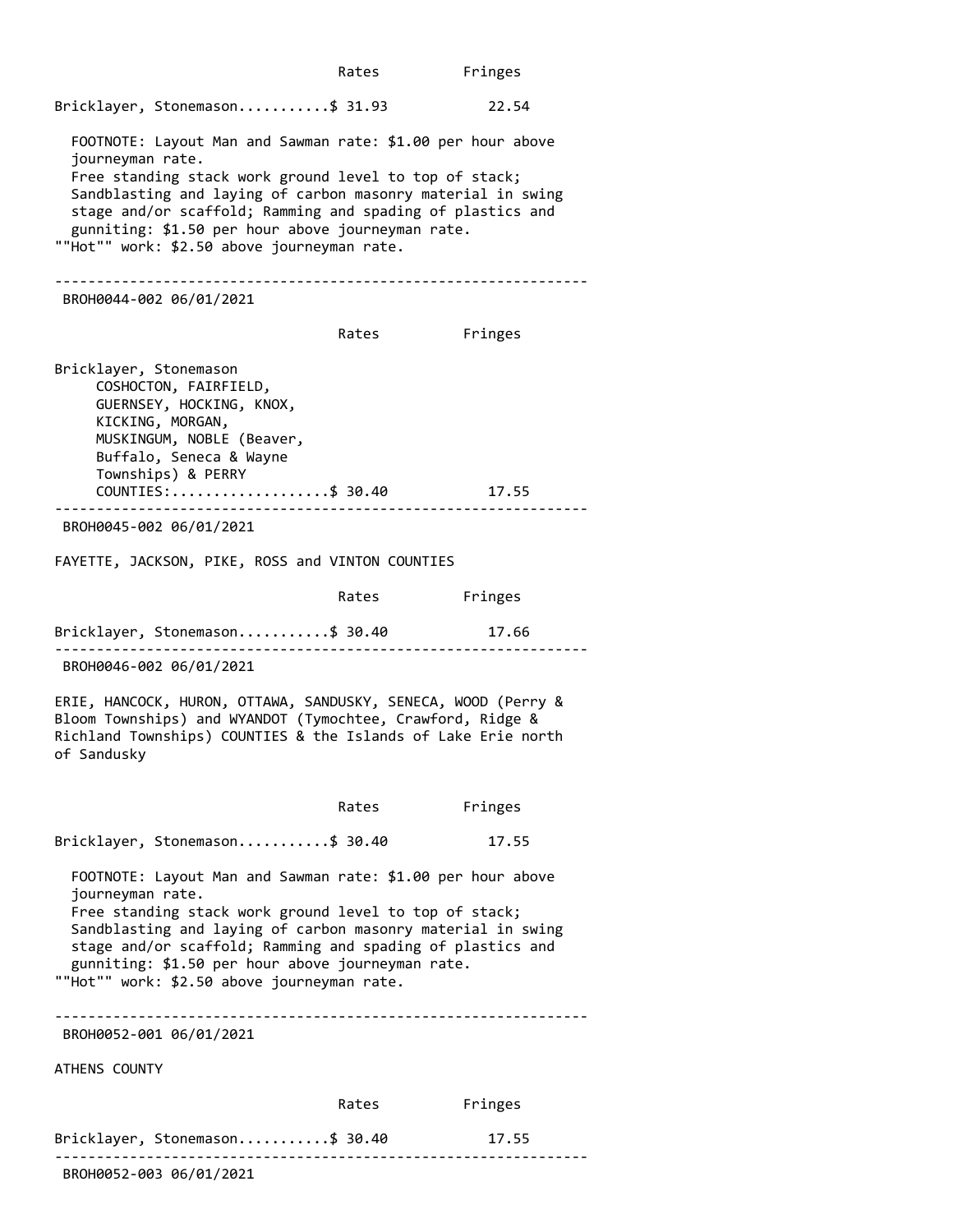| | Rates | Fringes |
|---|---|---|
| Bricklayer, Stonemason | $ 31.93 | 22.54 |

FOOTNOTE: Layout Man and Sawman rate: $1.00 per hour above journeyman rate.
Free standing stack work ground level to top of stack; Sandblasting and laying of carbon masonry material in swing stage and/or scaffold; Ramming and spading of plastics and gunniting: $1.50 per hour above journeyman rate.
""Hot"" work: $2.50 above journeyman rate.

---

BROH0044-002 06/01/2021

| | Rates | Fringes |
|---|---|---|
| Bricklayer, Stonemason COSHOCTON, FAIRFIELD, GUERNSEY, HOCKING, KNOX, KICKING, MORGAN, MUSKINGUM, NOBLE (Beaver, Buffalo, Seneca & Wayne Townships) & PERRY COUNTIES: | $ 30.40 | 17.55 |

---

BROH0045-002 06/01/2021

FAYETTE, JACKSON, PIKE, ROSS and VINTON COUNTIES

| | Rates | Fringes |
|---|---|---|
| Bricklayer, Stonemason | $ 30.40 | 17.66 |

---

BROH0046-002 06/01/2021

ERIE, HANCOCK, HURON, OTTAWA, SANDUSKY, SENECA, WOOD (Perry & Bloom Townships) and WYANDOT (Tymochtee, Crawford, Ridge & Richland Townships) COUNTIES & the Islands of Lake Erie north of Sandusky

| | Rates | Fringes |
|---|---|---|
| Bricklayer, Stonemason | $ 30.40 | 17.55 |

FOOTNOTE: Layout Man and Sawman rate: $1.00 per hour above journeyman rate.
Free standing stack work ground level to top of stack; Sandblasting and laying of carbon masonry material in swing stage and/or scaffold; Ramming and spading of plastics and gunniting: $1.50 per hour above journeyman rate.
""Hot"" work: $2.50 above journeyman rate.

---

BROH0052-001 06/01/2021

ATHENS COUNTY

| | Rates | Fringes |
|---|---|---|
| Bricklayer, Stonemason | $ 30.40 | 17.55 |

---

BROH0052-003 06/01/2021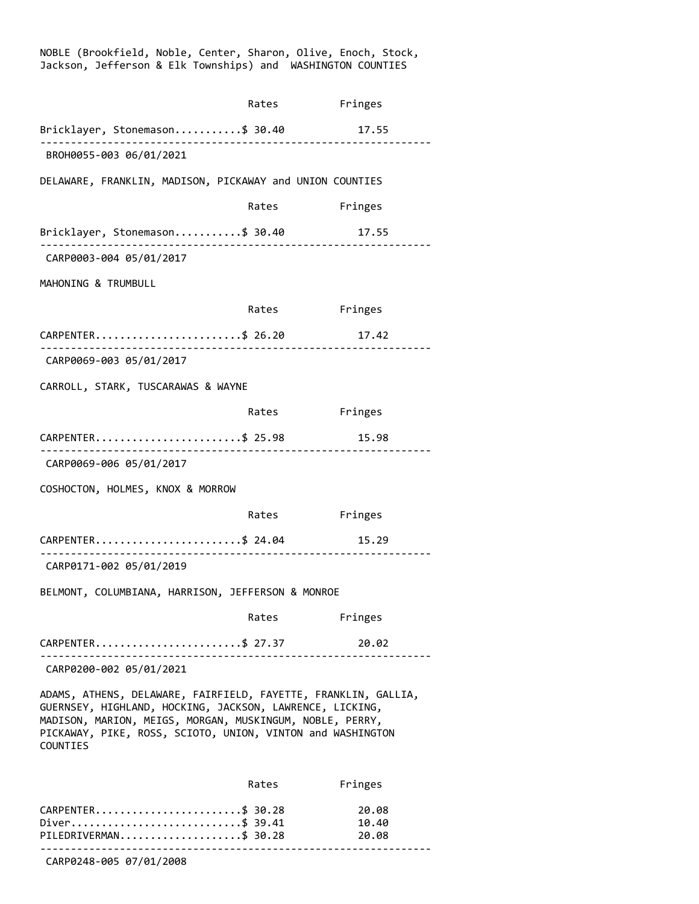NOBLE (Brookfield, Noble, Center, Sharon, Olive, Enoch, Stock, Jackson, Jefferson & Elk Townships) and WASHINGTON COUNTIES

| | Rates | Fringes |
|---|---|---|
| Bricklayer, Stonemason | $ 30.40 | 17.55 |

---

BROH0055-003 06/01/2021

DELAWARE, FRANKLIN, MADISON, PICKAWAY and UNION COUNTIES

| | Rates | Fringes |
|---|---|---|
| Bricklayer, Stonemason | $ 30.40 | 17.55 |

---

CARP0003-004 05/01/2017

MAHONING & TRUMBULL

| | Rates | Fringes |
|---|---|---|
| CARPENTER | $ 26.20 | 17.42 |

---

CARP0069-003 05/01/2017

CARROLL, STARK, TUSCARAWAS & WAYNE

| | Rates | Fringes |
|---|---|---|
| CARPENTER | $ 25.98 | 15.98 |

---

CARP0069-006 05/01/2017

COSHOCTON, HOLMES, KNOX & MORROW

| | Rates | Fringes |
|---|---|---|
| CARPENTER | $ 24.04 | 15.29 |

---

CARP0171-002 05/01/2019

BELMONT, COLUMBIANA, HARRISON, JEFFERSON & MONROE

| | Rates | Fringes |
|---|---|---|
| CARPENTER | $ 27.37 | 20.02 |

---

CARP0200-002 05/01/2021

ADAMS, ATHENS, DELAWARE, FAIRFIELD, FAYETTE, FRANKLIN, GALLIA, GUERNSEY, HIGHLAND, HOCKING, JACKSON, LAWRENCE, LICKING, MADISON, MARION, MEIGS, MORGAN, MUSKINGUM, NOBLE, PERRY, PICKAWAY, PIKE, ROSS, SCIOTO, UNION, VINTON and WASHINGTON COUNTIES

| | Rates | Fringes |
|---|---|---|
| CARPENTER | $ 30.28 | 20.08 |
| Diver | $ 39.41 | 10.40 |
| PILEDRIVERMAN | $ 30.28 | 20.08 |

---

CARP0248-005 07/01/2008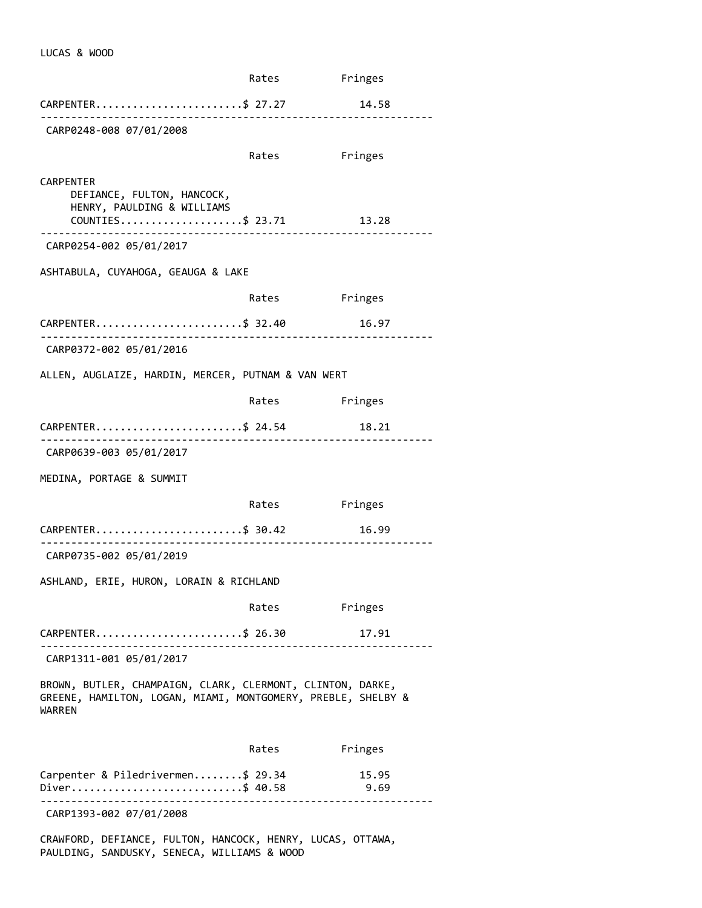LUCAS & WOOD

| | Rates | Fringes |
|---|---|---|
| CARPENTER | $ 27.27 | 14.58 |

---

CARP0248-008 07/01/2008

| | Rates | Fringes |
|---|---|---|
| CARPENTER DEFIANCE, FULTON, HANCOCK, HENRY, PAULDING & WILLIAMS COUNTIES | $ 23.71 | 13.28 |

---

CARP0254-002 05/01/2017

ASHTABULA, CUYAHOGA, GEAUGA & LAKE

| | Rates | Fringes |
|---|---|---|
| CARPENTER | $ 32.40 | 16.97 |

---

CARP0372-002 05/01/2016

ALLEN, AUGLAIZE, HARDIN, MERCER, PUTNAM & VAN WERT

| | Rates | Fringes |
|---|---|---|
| CARPENTER | $ 24.54 | 18.21 |

---

CARP0639-003 05/01/2017

MEDINA, PORTAGE & SUMMIT

| | Rates | Fringes |
|---|---|---|
| CARPENTER | $ 30.42 | 16.99 |

---

CARP0735-002 05/01/2019

ASHLAND, ERIE, HURON, LORAIN & RICHLAND

| | Rates | Fringes |
|---|---|---|
| CARPENTER | $ 26.30 | 17.91 |

---

CARP1311-001 05/01/2017

BROWN, BUTLER, CHAMPAIGN, CLARK, CLERMONT, CLINTON, DARKE, GREENE, HAMILTON, LOGAN, MIAMI, MONTGOMERY, PREBLE, SHELBY & WARREN

| | Rates | Fringes |
|---|---|---|
| Carpenter & Piledrivermen | $ 29.34 | 15.95 |
| Diver | $ 40.58 | 9.69 |

---

CARP1393-002 07/01/2008

CRAWFORD, DEFIANCE, FULTON, HANCOCK, HENRY, LUCAS, OTTAWA, PAULDING, SANDUSKY, SENECA, WILLIAMS & WOOD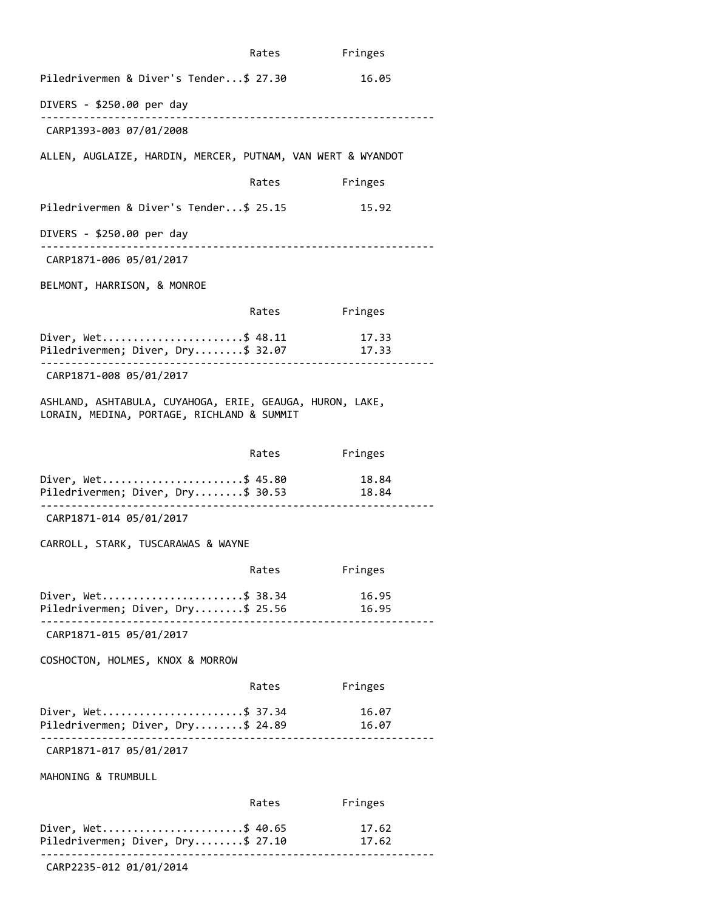| | Rates | Fringes |
|---|---|---|
| Piledrivermen & Diver's Tender | $ 27.30 | 16.05 |

DIVERS - $250.00 per day

---

CARP1393-003 07/01/2008

ALLEN, AUGLAIZE, HARDIN, MERCER, PUTNAM, VAN WERT & WYANDOT

| | Rates | Fringes |
|---|---|---|
| Piledrivermen & Diver's Tender | $ 25.15 | 15.92 |

DIVERS - $250.00 per day

---

CARP1871-006 05/01/2017

BELMONT, HARRISON, & MONROE

| | Rates | Fringes |
|---|---|---|
| Diver, Wet | $ 48.11 | 17.33 |
| Piledrivermen; Diver, Dry | $ 32.07 | 17.33 |

---

CARP1871-008 05/01/2017

ASHLAND, ASHTABULA, CUYAHOGA, ERIE, GEAUGA, HURON, LAKE, LORAIN, MEDINA, PORTAGE, RICHLAND & SUMMIT

| | Rates | Fringes |
|---|---|---|
| Diver, Wet | $ 45.80 | 18.84 |
| Piledrivermen; Diver, Dry | $ 30.53 | 18.84 |

---

CARP1871-014 05/01/2017

CARROLL, STARK, TUSCARAWAS & WAYNE

| | Rates | Fringes |
|---|---|---|
| Diver, Wet | $ 38.34 | 16.95 |
| Piledrivermen; Diver, Dry | $ 25.56 | 16.95 |

---

CARP1871-015 05/01/2017

COSHOCTON, HOLMES, KNOX & MORROW

| | Rates | Fringes |
|---|---|---|
| Diver, Wet | $ 37.34 | 16.07 |
| Piledrivermen; Diver, Dry | $ 24.89 | 16.07 |

---

CARP1871-017 05/01/2017

MAHONING & TRUMBULL

| | Rates | Fringes |
|---|---|---|
| Diver, Wet | $ 40.65 | 17.62 |
| Piledrivermen; Diver, Dry | $ 27.10 | 17.62 |

---

CARP2235-012 01/01/2014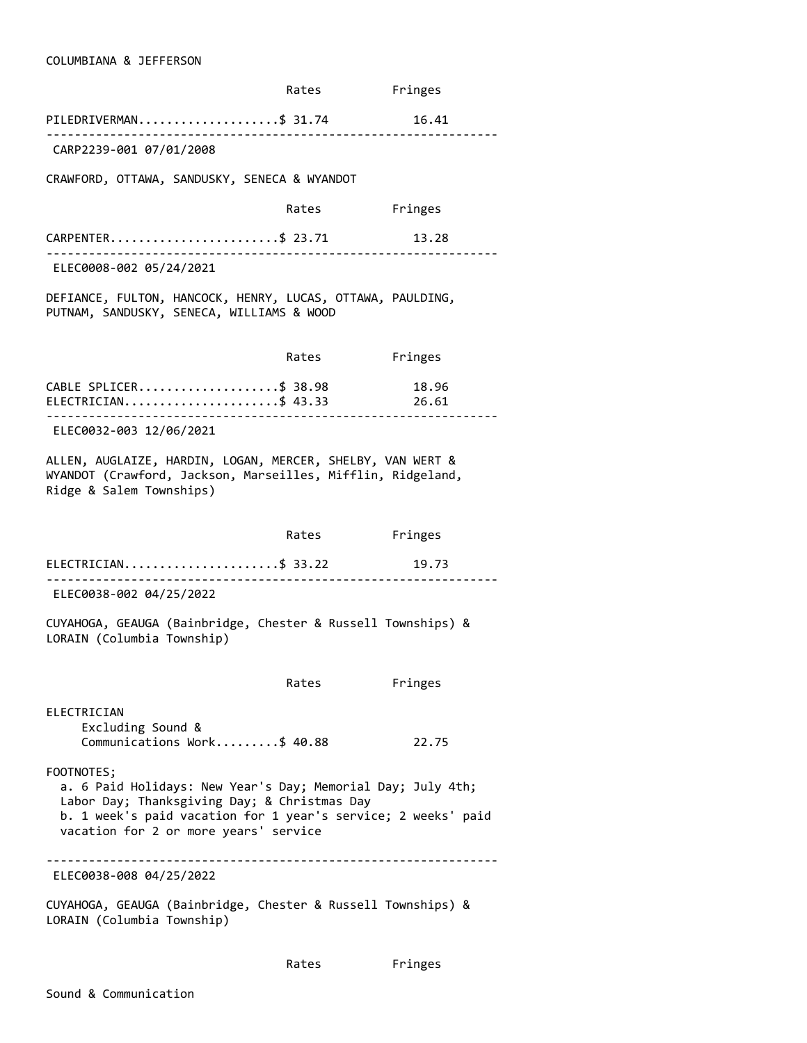COLUMBIANA & JEFFERSON

| | Rates | Fringes |
|---|---|---|
| PILEDRIVERMAN | $ 31.74 | 16.41 |

----------------------------------------------------------------

CARP2239-001 07/01/2008

CRAWFORD, OTTAWA, SANDUSKY, SENECA & WYANDOT

| | Rates | Fringes |
|---|---|---|
| CARPENTER | $ 23.71 | 13.28 |

----------------------------------------------------------------

ELEC0008-002 05/24/2021

DEFIANCE, FULTON, HANCOCK, HENRY, LUCAS, OTTAWA, PAULDING, PUTNAM, SANDUSKY, SENECA, WILLIAMS & WOOD

| | Rates | Fringes |
|---|---|---|
| CABLE SPLICER | $ 38.98 | 18.96 |
| ELECTRICIAN | $ 43.33 | 26.61 |

----------------------------------------------------------------

ELEC0032-003 12/06/2021

ALLEN, AUGLAIZE, HARDIN, LOGAN, MERCER, SHELBY, VAN WERT & WYANDOT (Crawford, Jackson, Marseilles, Mifflin, Ridgeland, Ridge & Salem Townships)

| | Rates | Fringes |
|---|---|---|
| ELECTRICIAN | $ 33.22 | 19.73 |

----------------------------------------------------------------

ELEC0038-002 04/25/2022

CUYAHOGA, GEAUGA (Bainbridge, Chester & Russell Townships) & LORAIN (Columbia Township)

| | Rates | Fringes |
|---|---|---|
| ELECTRICIAN | | |
| Excluding Sound & Communications Work | $ 40.88 | 22.75 |

FOOTNOTES;

a. 6 Paid Holidays: New Year's Day; Memorial Day; July 4th; Labor Day; Thanksgiving Day; & Christmas Day

b. 1 week's paid vacation for 1 year's service; 2 weeks' paid vacation for 2 or more years' service

----------------------------------------------------------------

ELEC0038-008 04/25/2022

CUYAHOGA, GEAUGA (Bainbridge, Chester & Russell Townships) & LORAIN (Columbia Township)

| | Rates | Fringes |
|---|---|---|
| Sound & Communication | | |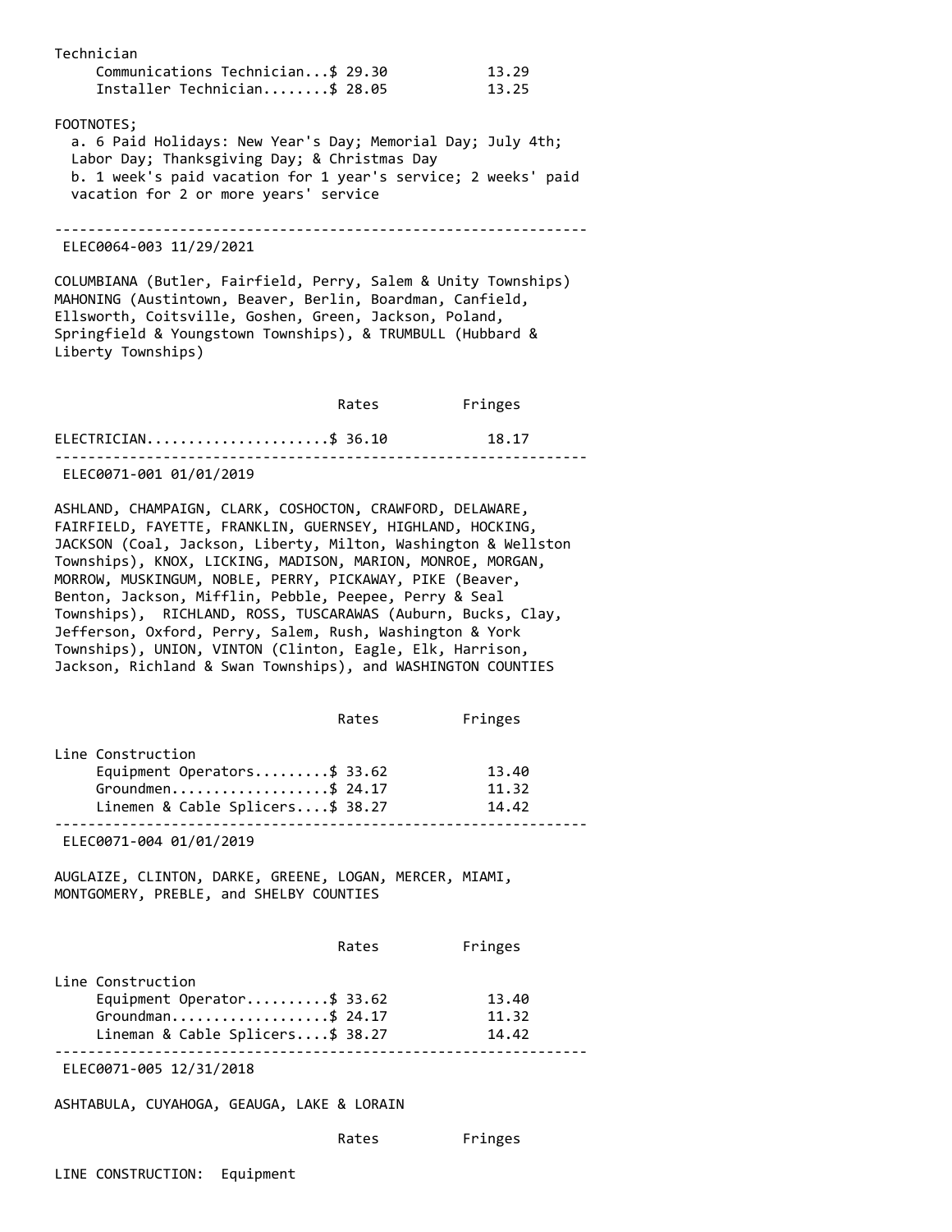| | Rates | Fringes |
|---|---|---|
| Technician | | |
| Communications Technician | $ 29.30 | 13.29 |
| Installer Technician | $ 28.05 | 13.25 |

FOOTNOTES;

a. 6 Paid Holidays: New Year's Day; Memorial Day; July 4th; Labor Day; Thanksgiving Day; & Christmas Day

b. 1 week's paid vacation for 1 year's service; 2 weeks' paid vacation for 2 or more years' service

---

ELEC0064-003 11/29/2021

COLUMBIANA (Butler, Fairfield, Perry, Salem & Unity Townships) MAHONING (Austintown, Beaver, Berlin, Boardman, Canfield, Ellsworth, Coitsville, Goshen, Green, Jackson, Poland, Springfield & Youngstown Townships), & TRUMBULL (Hubbard & Liberty Townships)

| | Rates | Fringes |
|---|---|---|
| ELECTRICIAN | $ 36.10 | 18.17 |

---

ELEC0071-001 01/01/2019

ASHLAND, CHAMPAIGN, CLARK, COSHOCTON, CRAWFORD, DELAWARE, FAIRFIELD, FAYETTE, FRANKLIN, GUERNSEY, HIGHLAND, HOCKING, JACKSON (Coal, Jackson, Liberty, Milton, Washington & Wellston Townships), KNOX, LICKING, MADISON, MARION, MONROE, MORGAN, MORROW, MUSKINGUM, NOBLE, PERRY, PICKAWAY, PIKE (Beaver, Benton, Jackson, Mifflin, Pebble, Peepee, Perry & Seal Townships), RICHLAND, ROSS, TUSCARAWAS (Auburn, Bucks, Clay, Jefferson, Oxford, Perry, Salem, Rush, Washington & York Townships), UNION, VINTON (Clinton, Eagle, Elk, Harrison, Jackson, Richland & Swan Townships), and WASHINGTON COUNTIES

| | Rates | Fringes |
|---|---|---|
| Line Construction | | |
| Equipment Operators | $ 33.62 | 13.40 |
| Groundmen | $ 24.17 | 11.32 |
| Linemen & Cable Splicers | $ 38.27 | 14.42 |

---

ELEC0071-004 01/01/2019

AUGLAIZE, CLINTON, DARKE, GREENE, LOGAN, MERCER, MIAMI, MONTGOMERY, PREBLE, and SHELBY COUNTIES

| | Rates | Fringes |
|---|---|---|
| Line Construction | | |
| Equipment Operator | $ 33.62 | 13.40 |
| Groundman | $ 24.17 | 11.32 |
| Lineman & Cable Splicers | $ 38.27 | 14.42 |

---

ELEC0071-005 12/31/2018

ASHTABULA, CUYAHOGA, GEAUGA, LAKE & LORAIN

| | Rates | Fringes |
|---|---|---|
| LINE CONSTRUCTION: Equipment | | |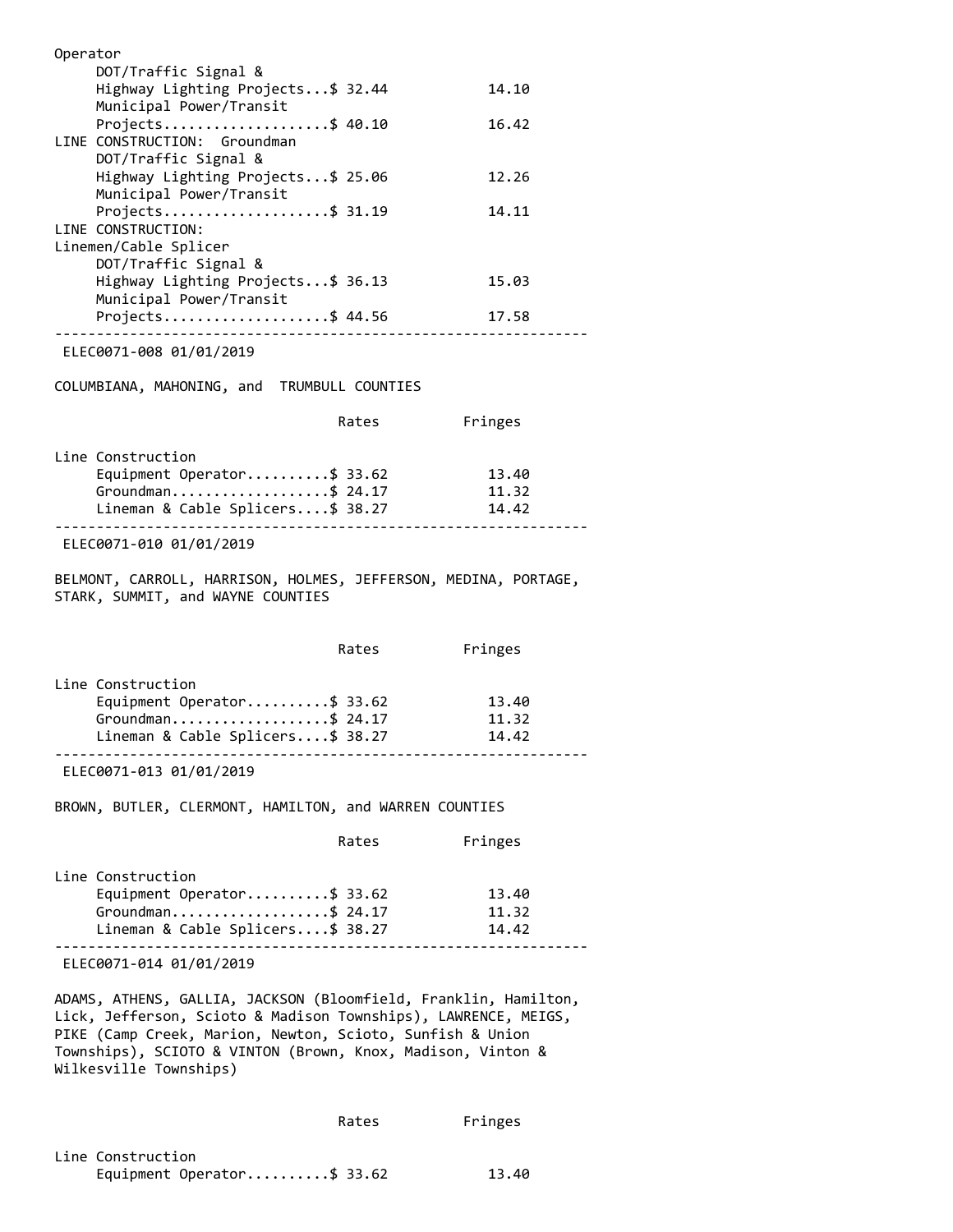Operator

| | Rates | Fringes |
|---|---|---|
| DOT/Traffic Signal & Highway Lighting Projects | $ 32.44 | 14.10 |
| Municipal Power/Transit Projects | $ 40.10 | 16.42 |
| LINE CONSTRUCTION: Groundman | | |
| DOT/Traffic Signal & Highway Lighting Projects | $ 25.06 | 12.26 |
| Municipal Power/Transit Projects | $ 31.19 | 14.11 |
| LINE CONSTRUCTION: Linemen/Cable Splicer | | |
| DOT/Traffic Signal & Highway Lighting Projects | $ 36.13 | 15.03 |
| Municipal Power/Transit Projects | $ 44.56 | 17.58 |

---

ELEC0071-008 01/01/2019

COLUMBIANA, MAHONING, and TRUMBULL COUNTIES

| | Rates | Fringes |
|---|---|---|
| Line Construction | | |
| Equipment Operator | $ 33.62 | 13.40 |
| Groundman | $ 24.17 | 11.32 |
| Lineman & Cable Splicers | $ 38.27 | 14.42 |

---

ELEC0071-010 01/01/2019

BELMONT, CARROLL, HARRISON, HOLMES, JEFFERSON, MEDINA, PORTAGE, STARK, SUMMIT, and WAYNE COUNTIES

| | Rates | Fringes |
|---|---|---|
| Line Construction | | |
| Equipment Operator | $ 33.62 | 13.40 |
| Groundman | $ 24.17 | 11.32 |
| Lineman & Cable Splicers | $ 38.27 | 14.42 |

---

ELEC0071-013 01/01/2019

BROWN, BUTLER, CLERMONT, HAMILTON, and WARREN COUNTIES

| | Rates | Fringes |
|---|---|---|
| Line Construction | | |
| Equipment Operator | $ 33.62 | 13.40 |
| Groundman | $ 24.17 | 11.32 |
| Lineman & Cable Splicers | $ 38.27 | 14.42 |

---

ELEC0071-014 01/01/2019

ADAMS, ATHENS, GALLIA, JACKSON (Bloomfield, Franklin, Hamilton, Lick, Jefferson, Scioto & Madison Townships), LAWRENCE, MEIGS, PIKE (Camp Creek, Marion, Newton, Scioto, Sunfish & Union Townships), SCIOTO & VINTON (Brown, Knox, Madison, Vinton & Wilkesville Townships)

| | Rates | Fringes |
|---|---|---|
| Line Construction | | |
| Equipment Operator | $ 33.62 | 13.40 |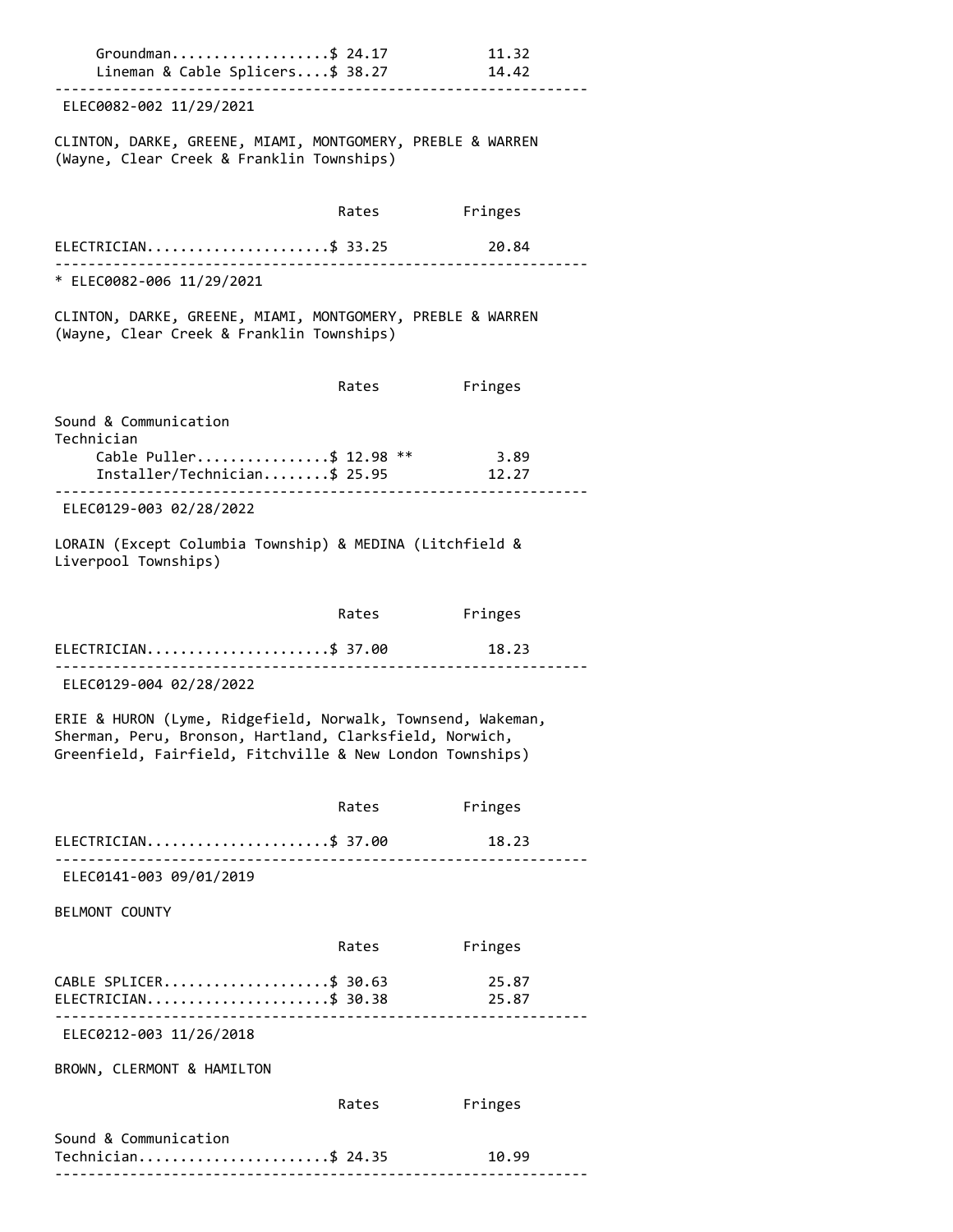| | Rates | Fringes |
|---|---|---|
| Groundman | $ 24.17 | 11.32 |
| Lineman & Cable Splicers | $ 38.27 | 14.42 |

---

ELEC0082-002 11/29/2021

CLINTON, DARKE, GREENE, MIAMI, MONTGOMERY, PREBLE & WARREN (Wayne, Clear Creek & Franklin Townships)

| | Rates | Fringes |
|---|---|---|
| ELECTRICIAN | $ 33.25 | 20.84 |

---

* ELEC0082-006 11/29/2021

CLINTON, DARKE, GREENE, MIAMI, MONTGOMERY, PREBLE & WARREN (Wayne, Clear Creek & Franklin Townships)

| | Rates | Fringes |
|---|---|---|
| Sound & Communication Technician | | |
| Cable Puller | $ 12.98 ** | 3.89 |
| Installer/Technician | $ 25.95 | 12.27 |

---

ELEC0129-003 02/28/2022

LORAIN (Except Columbia Township) & MEDINA (Litchfield & Liverpool Townships)

| | Rates | Fringes |
|---|---|---|
| ELECTRICIAN | $ 37.00 | 18.23 |

---

ELEC0129-004 02/28/2022

ERIE & HURON (Lyme, Ridgefield, Norwalk, Townsend, Wakeman, Sherman, Peru, Bronson, Hartland, Clarksfield, Norwich, Greenfield, Fairfield, Fitchville & New London Townships)

| | Rates | Fringes |
|---|---|---|
| ELECTRICIAN | $ 37.00 | 18.23 |

---

ELEC0141-003 09/01/2019

BELMONT COUNTY

| | Rates | Fringes |
|---|---|---|
| CABLE SPLICER | $ 30.63 | 25.87 |
| ELECTRICIAN | $ 30.38 | 25.87 |

---

ELEC0212-003 11/26/2018

BROWN, CLERMONT & HAMILTON

| | Rates | Fringes |
|---|---|---|
| Sound & Communication Technician | $ 24.35 | 10.99 |

---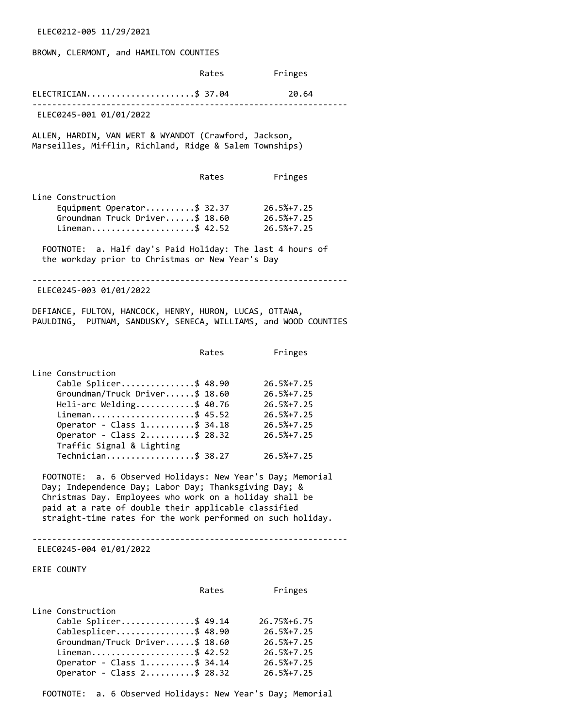ELEC0212-005 11/29/2021

BROWN, CLERMONT, and HAMILTON COUNTIES

| | Rates | Fringes |
|---|---|---|
| ELECTRICIAN | $ 37.04 | 20.64 |

---

ELEC0245-001 01/01/2022

ALLEN, HARDIN, VAN WERT & WYANDOT (Crawford, Jackson, Marseilles, Mifflin, Richland, Ridge & Salem Townships)

| | Rates | Fringes |
|---|---|---|
| Line Construction | | |
| Equipment Operator | $ 32.37 | 26.5%+7.25 |
| Groundman Truck Driver | $ 18.60 | 26.5%+7.25 |
| Lineman | $ 42.52 | 26.5%+7.25 |

FOOTNOTE: a. Half day's Paid Holiday: The last 4 hours of the workday prior to Christmas or New Year's Day

---

ELEC0245-003 01/01/2022

DEFIANCE, FULTON, HANCOCK, HENRY, HURON, LUCAS, OTTAWA, PAULDING, PUTNAM, SANDUSKY, SENECA, WILLIAMS, and WOOD COUNTIES

| | Rates | Fringes |
|---|---|---|
| Line Construction | | |
| Cable Splicer | $ 48.90 | 26.5%+7.25 |
| Groundman/Truck Driver | $ 18.60 | 26.5%+7.25 |
| Heli-arc Welding | $ 40.76 | 26.5%+7.25 |
| Lineman | $ 45.52 | 26.5%+7.25 |
| Operator - Class 1 | $ 34.18 | 26.5%+7.25 |
| Operator - Class 2 | $ 28.32 | 26.5%+7.25 |
| Traffic Signal & Lighting Technician | $ 38.27 | 26.5%+7.25 |

FOOTNOTE: a. 6 Observed Holidays: New Year's Day; Memorial Day; Independence Day; Labor Day; Thanksgiving Day; & Christmas Day. Employees who work on a holiday shall be paid at a rate of double their applicable classified straight-time rates for the work performed on such holiday.

---

ELEC0245-004 01/01/2022

ERIE COUNTY

| | Rates | Fringes |
|---|---|---|
| Line Construction | | |
| Cable Splicer | $ 49.14 | 26.75%+6.75 |
| Cablesplicer | $ 48.90 | 26.5%+7.25 |
| Groundman/Truck Driver | $ 18.60 | 26.5%+7.25 |
| Lineman | $ 42.52 | 26.5%+7.25 |
| Operator - Class 1 | $ 34.14 | 26.5%+7.25 |
| Operator - Class 2 | $ 28.32 | 26.5%+7.25 |

FOOTNOTE: a. 6 Observed Holidays: New Year's Day; Memorial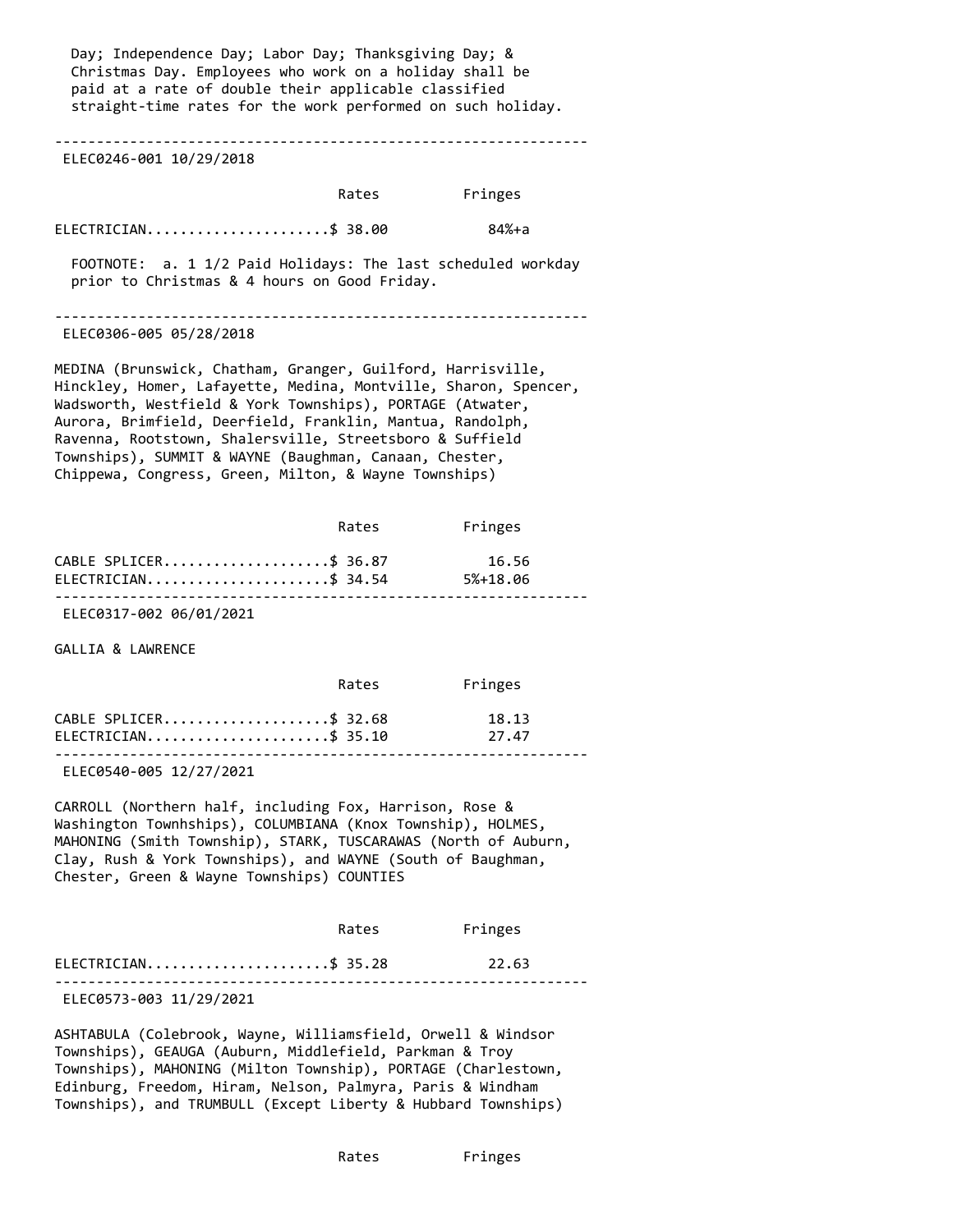Day; Independence Day; Labor Day; Thanksgiving Day; & Christmas Day. Employees who work on a holiday shall be paid at a rate of double their applicable classified straight-time rates for the work performed on such holiday.

---

ELEC0246-001 10/29/2018

| | Rates | Fringes |
|---|---|---|
| ELECTRICIAN | $ 38.00 | 84%+a |

FOOTNOTE: a. 1 1/2 Paid Holidays: The last scheduled workday prior to Christmas & 4 hours on Good Friday.

---

ELEC0306-005 05/28/2018

MEDINA (Brunswick, Chatham, Granger, Guilford, Harrisville, Hinckley, Homer, Lafayette, Medina, Montville, Sharon, Spencer, Wadsworth, Westfield & York Townships), PORTAGE (Atwater, Aurora, Brimfield, Deerfield, Franklin, Mantua, Randolph, Ravenna, Rootstown, Shalersville, Streetsboro & Suffield Townships), SUMMIT & WAYNE (Baughman, Canaan, Chester, Chippewa, Congress, Green, Milton, & Wayne Townships)

| | Rates | Fringes |
|---|---|---|
| CABLE SPLICER | $ 36.87 | 16.56 |
| ELECTRICIAN | $ 34.54 | 5%+18.06 |

---

ELEC0317-002 06/01/2021

GALLIA & LAWRENCE

| | Rates | Fringes |
|---|---|---|
| CABLE SPLICER | $ 32.68 | 18.13 |
| ELECTRICIAN | $ 35.10 | 27.47 |

---

ELEC0540-005 12/27/2021

CARROLL (Northern half, including Fox, Harrison, Rose & Washington Townhships), COLUMBIANA (Knox Township), HOLMES, MAHONING (Smith Township), STARK, TUSCARAWAS (North of Auburn, Clay, Rush & York Townships), and WAYNE (South of Baughman, Chester, Green & Wayne Townships) COUNTIES

| | Rates | Fringes |
|---|---|---|
| ELECTRICIAN | $ 35.28 | 22.63 |

---

ELEC0573-003 11/29/2021

ASHTABULA (Colebrook, Wayne, Williamsfield, Orwell & Windsor Townships), GEAUGA (Auburn, Middlefield, Parkman & Troy Townships), MAHONING (Milton Township), PORTAGE (Charlestown, Edinburg, Freedom, Hiram, Nelson, Palmyra, Paris & Windham Townships), and TRUMBULL (Except Liberty & Hubbard Townships)

| | Rates | Fringes |
|---|---|---|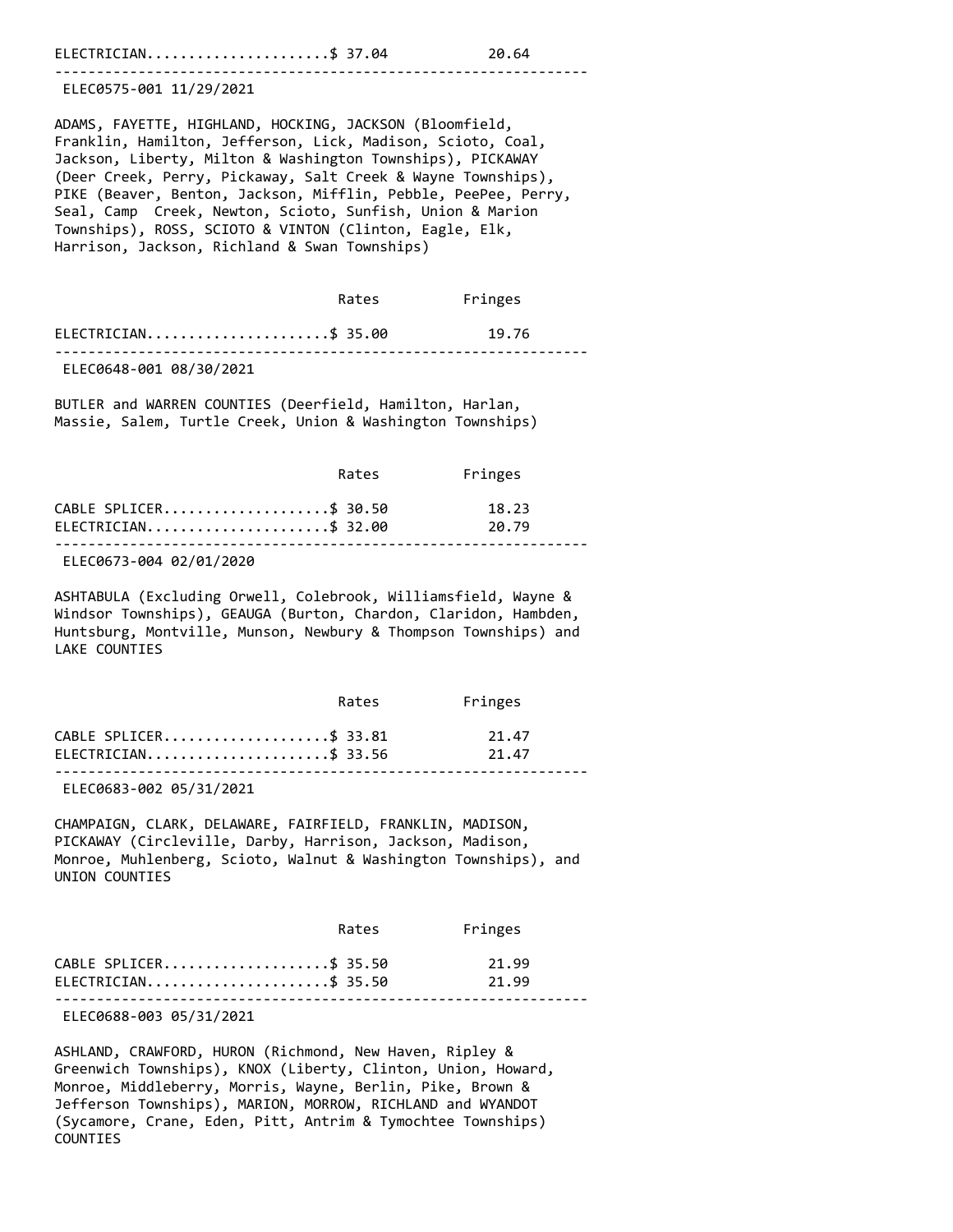| | Rates | Fringes |
|---|---|---|
| ELECTRICIAN | $ 37.04 | 20.64 |

---

ELEC0575-001 11/29/2021

ADAMS, FAYETTE, HIGHLAND, HOCKING, JACKSON (Bloomfield, Franklin, Hamilton, Jefferson, Lick, Madison, Scioto, Coal, Jackson, Liberty, Milton & Washington Townships), PICKAWAY (Deer Creek, Perry, Pickaway, Salt Creek & Wayne Townships), PIKE (Beaver, Benton, Jackson, Mifflin, Pebble, PeePee, Perry, Seal, Camp Creek, Newton, Scioto, Sunfish, Union & Marion Townships), ROSS, SCIOTO & VINTON (Clinton, Eagle, Elk, Harrison, Jackson, Richland & Swan Townships)

| | Rates | Fringes |
|---|---|---|
| ELECTRICIAN | $ 35.00 | 19.76 |

---

ELEC0648-001 08/30/2021

BUTLER and WARREN COUNTIES (Deerfield, Hamilton, Harlan, Massie, Salem, Turtle Creek, Union & Washington Townships)

| | Rates | Fringes |
|---|---|---|
| CABLE SPLICER | $ 30.50 | 18.23 |
| ELECTRICIAN | $ 32.00 | 20.79 |

---

ELEC0673-004 02/01/2020

ASHTABULA (Excluding Orwell, Colebrook, Williamsfield, Wayne & Windsor Townships), GEAUGA (Burton, Chardon, Claridon, Hambden, Huntsburg, Montville, Munson, Newbury & Thompson Townships) and LAKE COUNTIES

| | Rates | Fringes |
|---|---|---|
| CABLE SPLICER | $ 33.81 | 21.47 |
| ELECTRICIAN | $ 33.56 | 21.47 |

---

ELEC0683-002 05/31/2021

CHAMPAIGN, CLARK, DELAWARE, FAIRFIELD, FRANKLIN, MADISON, PICKAWAY (Circleville, Darby, Harrison, Jackson, Madison, Monroe, Muhlenberg, Scioto, Walnut & Washington Townships), and UNION COUNTIES

| | Rates | Fringes |
|---|---|---|
| CABLE SPLICER | $ 35.50 | 21.99 |
| ELECTRICIAN | $ 35.50 | 21.99 |

---

ELEC0688-003 05/31/2021

ASHLAND, CRAWFORD, HURON (Richmond, New Haven, Ripley & Greenwich Townships), KNOX (Liberty, Clinton, Union, Howard, Monroe, Middleberry, Morris, Wayne, Berlin, Pike, Brown & Jefferson Townships), MARION, MORROW, RICHLAND and WYANDOT (Sycamore, Crane, Eden, Pitt, Antrim & Tymochtee Townships) COUNTIES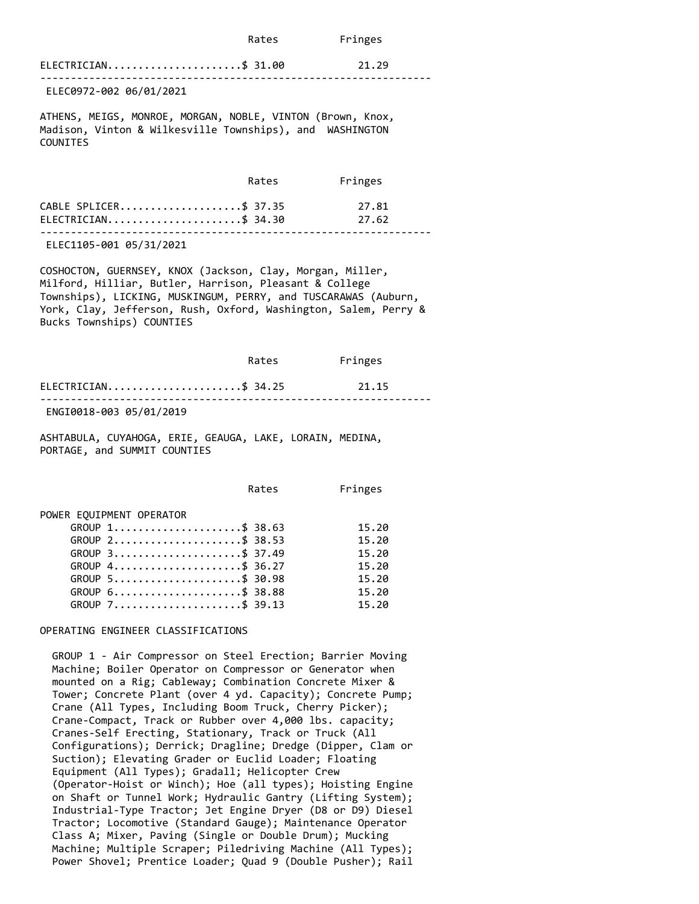| | Rates | Fringes |
|---|---|---|
| ELECTRICIAN | $ 31.00 | 21.29 |

---

ELEC0972-002 06/01/2021

ATHENS, MEIGS, MONROE, MORGAN, NOBLE, VINTON (Brown, Knox, Madison, Vinton & Wilkesville Townships), and WASHINGTON COUNITES

| | Rates | Fringes |
|---|---|---|
| CABLE SPLICER | $ 37.35 | 27.81 |
| ELECTRICIAN | $ 34.30 | 27.62 |

---

ELEC1105-001 05/31/2021

COSHOCTON, GUERNSEY, KNOX (Jackson, Clay, Morgan, Miller, Milford, Hilliar, Butler, Harrison, Pleasant & College Townships), LICKING, MUSKINGUM, PERRY, and TUSCARAWAS (Auburn, York, Clay, Jefferson, Rush, Oxford, Washington, Salem, Perry & Bucks Townships) COUNTIES

| | Rates | Fringes |
|---|---|---|
| ELECTRICIAN | $ 34.25 | 21.15 |

---

ENGI0018-003 05/01/2019

ASHTABULA, CUYAHOGA, ERIE, GEAUGA, LAKE, LORAIN, MEDINA, PORTAGE, and SUMMIT COUNTIES

| | Rates | Fringes |
|---|---|---|
| POWER EQUIPMENT OPERATOR | | |
| GROUP 1 | $ 38.63 | 15.20 |
| GROUP 2 | $ 38.53 | 15.20 |
| GROUP 3 | $ 37.49 | 15.20 |
| GROUP 4 | $ 36.27 | 15.20 |
| GROUP 5 | $ 30.98 | 15.20 |
| GROUP 6 | $ 38.88 | 15.20 |
| GROUP 7 | $ 39.13 | 15.20 |

OPERATING ENGINEER CLASSIFICATIONS

GROUP 1 - Air Compressor on Steel Erection; Barrier Moving Machine; Boiler Operator on Compressor or Generator when mounted on a Rig; Cableway; Combination Concrete Mixer & Tower; Concrete Plant (over 4 yd. Capacity); Concrete Pump; Crane (All Types, Including Boom Truck, Cherry Picker); Crane-Compact, Track or Rubber over 4,000 lbs. capacity; Cranes-Self Erecting, Stationary, Track or Truck (All Configurations); Derrick; Dragline; Dredge (Dipper, Clam or Suction); Elevating Grader or Euclid Loader; Floating Equipment (All Types); Gradall; Helicopter Crew (Operator-Hoist or Winch); Hoe (all types); Hoisting Engine on Shaft or Tunnel Work; Hydraulic Gantry (Lifting System); Industrial-Type Tractor; Jet Engine Dryer (D8 or D9) Diesel Tractor; Locomotive (Standard Gauge); Maintenance Operator Class A; Mixer, Paving (Single or Double Drum); Mucking Machine; Multiple Scraper; Piledriving Machine (All Types); Power Shovel; Prentice Loader; Quad 9 (Double Pusher); Rail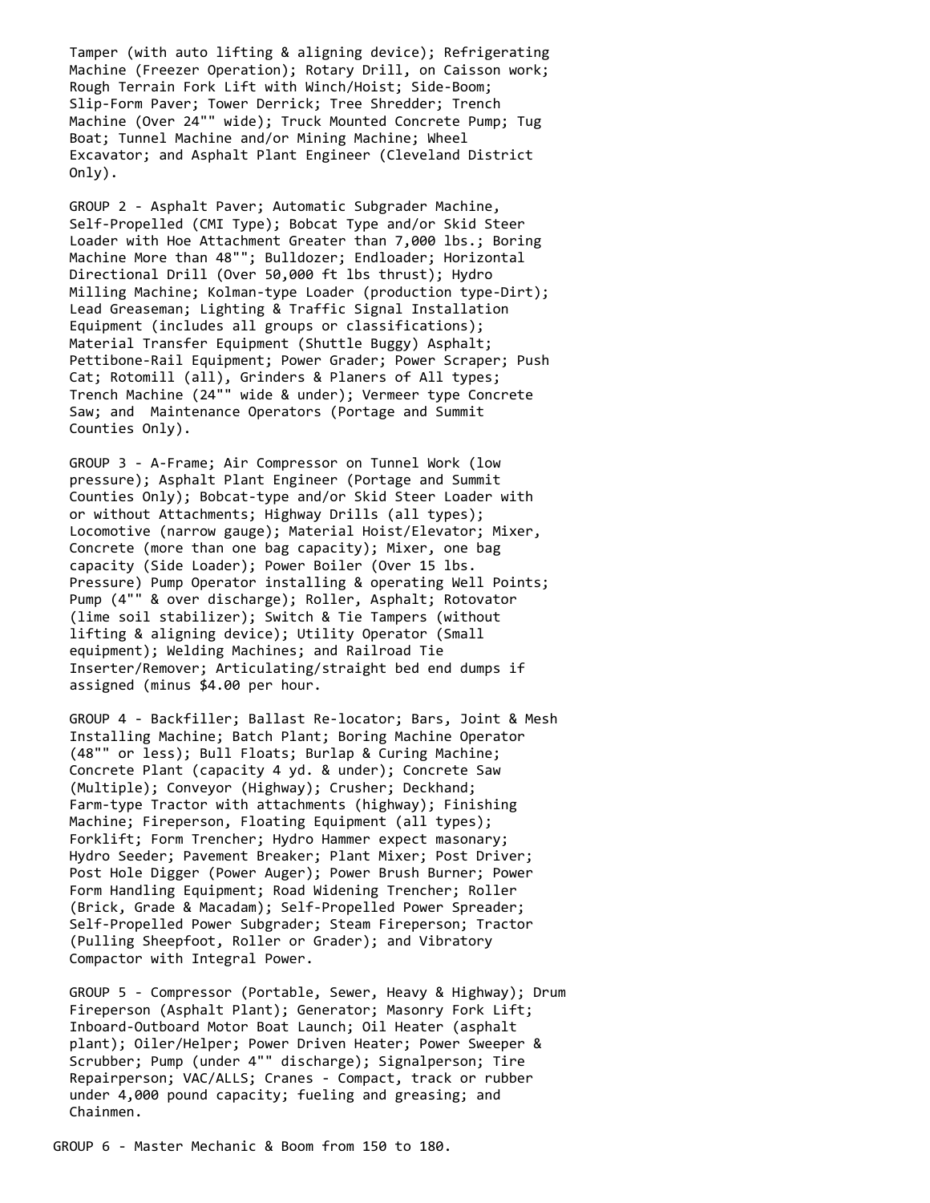Tamper (with auto lifting & aligning device); Refrigerating Machine (Freezer Operation); Rotary Drill, on Caisson work; Rough Terrain Fork Lift with Winch/Hoist; Side-Boom; Slip-Form Paver; Tower Derrick; Tree Shredder; Trench Machine (Over 24"" wide); Truck Mounted Concrete Pump; Tug Boat; Tunnel Machine and/or Mining Machine; Wheel Excavator; and Asphalt Plant Engineer (Cleveland District Only).

GROUP 2 - Asphalt Paver; Automatic Subgrader Machine, Self-Propelled (CMI Type); Bobcat Type and/or Skid Steer Loader with Hoe Attachment Greater than 7,000 lbs.; Boring Machine More than 48""; Bulldozer; Endloader; Horizontal Directional Drill (Over 50,000 ft lbs thrust); Hydro Milling Machine; Kolman-type Loader (production type-Dirt); Lead Greaseman; Lighting & Traffic Signal Installation Equipment (includes all groups or classifications); Material Transfer Equipment (Shuttle Buggy) Asphalt; Pettibone-Rail Equipment; Power Grader; Power Scraper; Push Cat; Rotomill (all), Grinders & Planers of All types; Trench Machine (24"" wide & under); Vermeer type Concrete Saw; and  Maintenance Operators (Portage and Summit Counties Only).

GROUP 3 - A-Frame; Air Compressor on Tunnel Work (low pressure); Asphalt Plant Engineer (Portage and Summit Counties Only); Bobcat-type and/or Skid Steer Loader with or without Attachments; Highway Drills (all types); Locomotive (narrow gauge); Material Hoist/Elevator; Mixer, Concrete (more than one bag capacity); Mixer, one bag capacity (Side Loader); Power Boiler (Over 15 lbs. Pressure) Pump Operator installing & operating Well Points; Pump (4"" & over discharge); Roller, Asphalt; Rotovator (lime soil stabilizer); Switch & Tie Tampers (without lifting & aligning device); Utility Operator (Small equipment); Welding Machines; and Railroad Tie Inserter/Remover; Articulating/straight bed end dumps if assigned (minus $4.00 per hour.

GROUP 4 - Backfiller; Ballast Re-locator; Bars, Joint & Mesh Installing Machine; Batch Plant; Boring Machine Operator (48"" or less); Bull Floats; Burlap & Curing Machine; Concrete Plant (capacity 4 yd. & under); Concrete Saw (Multiple); Conveyor (Highway); Crusher; Deckhand; Farm-type Tractor with attachments (highway); Finishing Machine; Fireperson, Floating Equipment (all types); Forklift; Form Trencher; Hydro Hammer expect masonary; Hydro Seeder; Pavement Breaker; Plant Mixer; Post Driver; Post Hole Digger (Power Auger); Power Brush Burner; Power Form Handling Equipment; Road Widening Trencher; Roller (Brick, Grade & Macadam); Self-Propelled Power Spreader; Self-Propelled Power Subgrader; Steam Fireperson; Tractor (Pulling Sheepfoot, Roller or Grader); and Vibratory Compactor with Integral Power.

GROUP 5 - Compressor (Portable, Sewer, Heavy & Highway); Drum Fireperson (Asphalt Plant); Generator; Masonry Fork Lift; Inboard-Outboard Motor Boat Launch; Oil Heater (asphalt plant); Oiler/Helper; Power Driven Heater; Power Sweeper & Scrubber; Pump (under 4"" discharge); Signalperson; Tire Repairperson; VAC/ALLS; Cranes - Compact, track or rubber under 4,000 pound capacity; fueling and greasing; and Chainmen.

GROUP 6 - Master Mechanic & Boom from 150 to 180.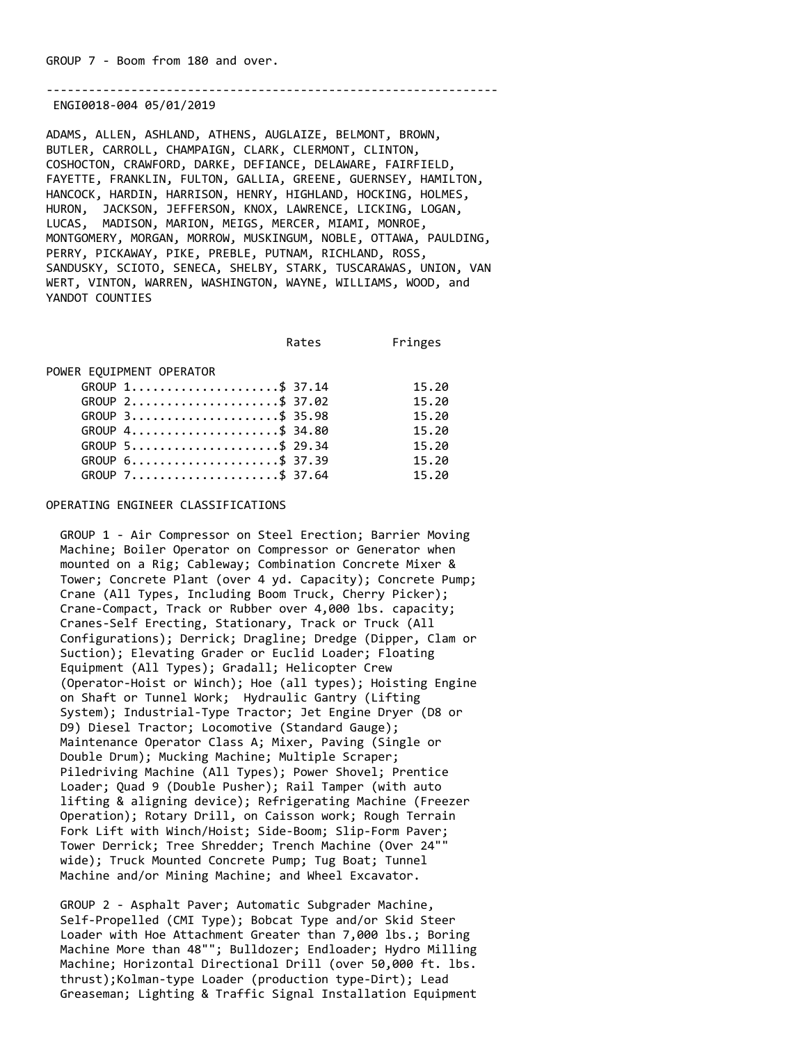GROUP 7 - Boom from 180 and over.

---

ENGI0018-004 05/01/2019

ADAMS, ALLEN, ASHLAND, ATHENS, AUGLAIZE, BELMONT, BROWN, BUTLER, CARROLL, CHAMPAIGN, CLARK, CLERMONT, CLINTON, COSHOCTON, CRAWFORD, DARKE, DEFIANCE, DELAWARE, FAIRFIELD, FAYETTE, FRANKLIN, FULTON, GALLIA, GREENE, GUERNSEY, HAMILTON, HANCOCK, HARDIN, HARRISON, HENRY, HIGHLAND, HOCKING, HOLMES, HURON, JACKSON, JEFFERSON, KNOX, LAWRENCE, LICKING, LOGAN, LUCAS, MADISON, MARION, MEIGS, MERCER, MIAMI, MONROE, MONTGOMERY, MORGAN, MORROW, MUSKINGUM, NOBLE, OTTAWA, PAULDING, PERRY, PICKAWAY, PIKE, PREBLE, PUTNAM, RICHLAND, ROSS, SANDUSKY, SCIOTO, SENECA, SHELBY, STARK, TUSCARAWAS, UNION, VAN WERT, VINTON, WARREN, WASHINGTON, WAYNE, WILLIAMS, WOOD, and YANDOT COUNTIES

| | Rates | Fringes |
|---|---|---|
| POWER EQUIPMENT OPERATOR | | |
| GROUP 1 | $ 37.14 | 15.20 |
| GROUP 2 | $ 37.02 | 15.20 |
| GROUP 3 | $ 35.98 | 15.20 |
| GROUP 4 | $ 34.80 | 15.20 |
| GROUP 5 | $ 29.34 | 15.20 |
| GROUP 6 | $ 37.39 | 15.20 |
| GROUP 7 | $ 37.64 | 15.20 |

OPERATING ENGINEER CLASSIFICATIONS

GROUP 1 - Air Compressor on Steel Erection; Barrier Moving Machine; Boiler Operator on Compressor or Generator when mounted on a Rig; Cableway; Combination Concrete Mixer & Tower; Concrete Plant (over 4 yd. Capacity); Concrete Pump; Crane (All Types, Including Boom Truck, Cherry Picker); Crane-Compact, Track or Rubber over 4,000 lbs. capacity; Cranes-Self Erecting, Stationary, Track or Truck (All Configurations); Derrick; Dragline; Dredge (Dipper, Clam or Suction); Elevating Grader or Euclid Loader; Floating Equipment (All Types); Gradall; Helicopter Crew (Operator-Hoist or Winch); Hoe (all types); Hoisting Engine on Shaft or Tunnel Work; Hydraulic Gantry (Lifting System); Industrial-Type Tractor; Jet Engine Dryer (D8 or D9) Diesel Tractor; Locomotive (Standard Gauge); Maintenance Operator Class A; Mixer, Paving (Single or Double Drum); Mucking Machine; Multiple Scraper; Piledriving Machine (All Types); Power Shovel; Prentice Loader; Quad 9 (Double Pusher); Rail Tamper (with auto lifting & aligning device); Refrigerating Machine (Freezer Operation); Rotary Drill, on Caisson work; Rough Terrain Fork Lift with Winch/Hoist; Side-Boom; Slip-Form Paver; Tower Derrick; Tree Shredder; Trench Machine (Over 24"" wide); Truck Mounted Concrete Pump; Tug Boat; Tunnel Machine and/or Mining Machine; and Wheel Excavator.

GROUP 2 - Asphalt Paver; Automatic Subgrader Machine, Self-Propelled (CMI Type); Bobcat Type and/or Skid Steer Loader with Hoe Attachment Greater than 7,000 lbs.; Boring Machine More than 48""; Bulldozer; Endloader; Hydro Milling Machine; Horizontal Directional Drill (over 50,000 ft. lbs. thrust);Kolman-type Loader (production type-Dirt); Lead Greaseman; Lighting & Traffic Signal Installation Equipment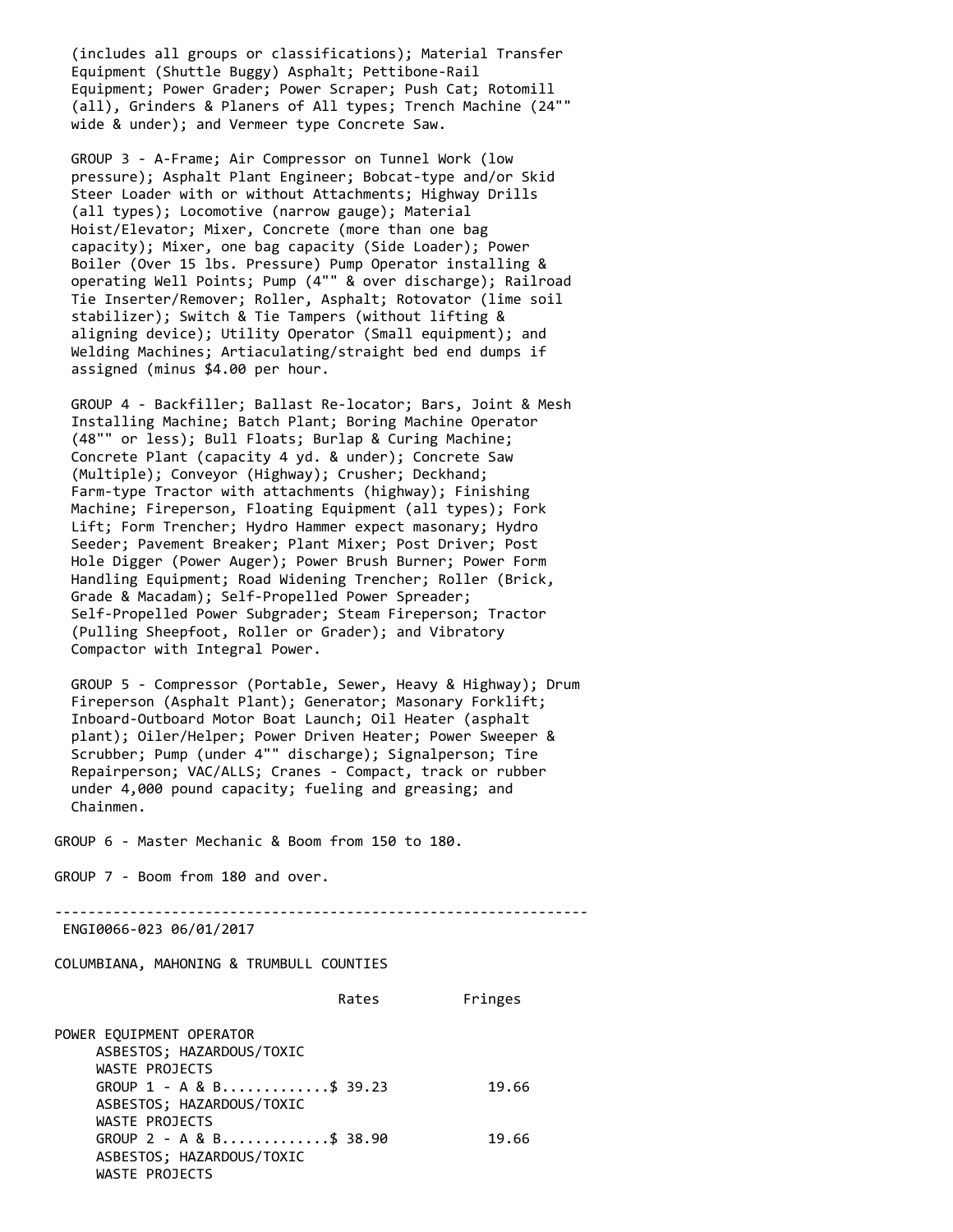(includes all groups or classifications); Material Transfer Equipment (Shuttle Buggy) Asphalt; Pettibone-Rail Equipment; Power Grader; Power Scraper; Push Cat; Rotomill (all), Grinders & Planers of All types; Trench Machine (24"" wide & under); and Vermeer type Concrete Saw.

GROUP 3 - A-Frame; Air Compressor on Tunnel Work (low pressure); Asphalt Plant Engineer; Bobcat-type and/or Skid Steer Loader with or without Attachments; Highway Drills (all types); Locomotive (narrow gauge); Material Hoist/Elevator; Mixer, Concrete (more than one bag capacity); Mixer, one bag capacity (Side Loader); Power Boiler (Over 15 lbs. Pressure) Pump Operator installing & operating Well Points; Pump (4"" & over discharge); Railroad Tie Inserter/Remover; Roller, Asphalt; Rotovator (lime soil stabilizer); Switch & Tie Tampers (without lifting & aligning device); Utility Operator (Small equipment); and Welding Machines; Artiaculating/straight bed end dumps if assigned (minus $4.00 per hour.

GROUP 4 - Backfiller; Ballast Re-locator; Bars, Joint & Mesh Installing Machine; Batch Plant; Boring Machine Operator (48"" or less); Bull Floats; Burlap & Curing Machine; Concrete Plant (capacity 4 yd. & under); Concrete Saw (Multiple); Conveyor (Highway); Crusher; Deckhand; Farm-type Tractor with attachments (highway); Finishing Machine; Fireperson, Floating Equipment (all types); Fork Lift; Form Trencher; Hydro Hammer expect masonary; Hydro Seeder; Pavement Breaker; Plant Mixer; Post Driver; Post Hole Digger (Power Auger); Power Brush Burner; Power Form Handling Equipment; Road Widening Trencher; Roller (Brick, Grade & Macadam); Self-Propelled Power Spreader; Self-Propelled Power Subgrader; Steam Fireperson; Tractor (Pulling Sheepfoot, Roller or Grader); and Vibratory Compactor with Integral Power.

GROUP 5 - Compressor (Portable, Sewer, Heavy & Highway); Drum Fireperson (Asphalt Plant); Generator; Masonary Forklift; Inboard-Outboard Motor Boat Launch; Oil Heater (asphalt plant); Oiler/Helper; Power Driven Heater; Power Sweeper & Scrubber; Pump (under 4"" discharge); Signalperson; Tire Repairperson; VAC/ALLS; Cranes - Compact, track or rubber under 4,000 pound capacity; fueling and greasing; and Chainmen.

GROUP 6 - Master Mechanic & Boom from 150 to 180.

GROUP 7 - Boom from 180 and over.

---

ENGI0066-023 06/01/2017

COLUMBIANA, MAHONING & TRUMBULL COUNTIES

| | Rates | Fringes |
|---|---|---|
| POWER EQUIPMENT OPERATOR | | |
| ASBESTOS; HAZARDOUS/TOXIC WASTE PROJECTS GROUP 1 - A & B | $ 39.23 | 19.66 |
| ASBESTOS; HAZARDOUS/TOXIC WASTE PROJECTS GROUP 2 - A & B | $ 38.90 | 19.66 |
| ASBESTOS; HAZARDOUS/TOXIC WASTE PROJECTS | | |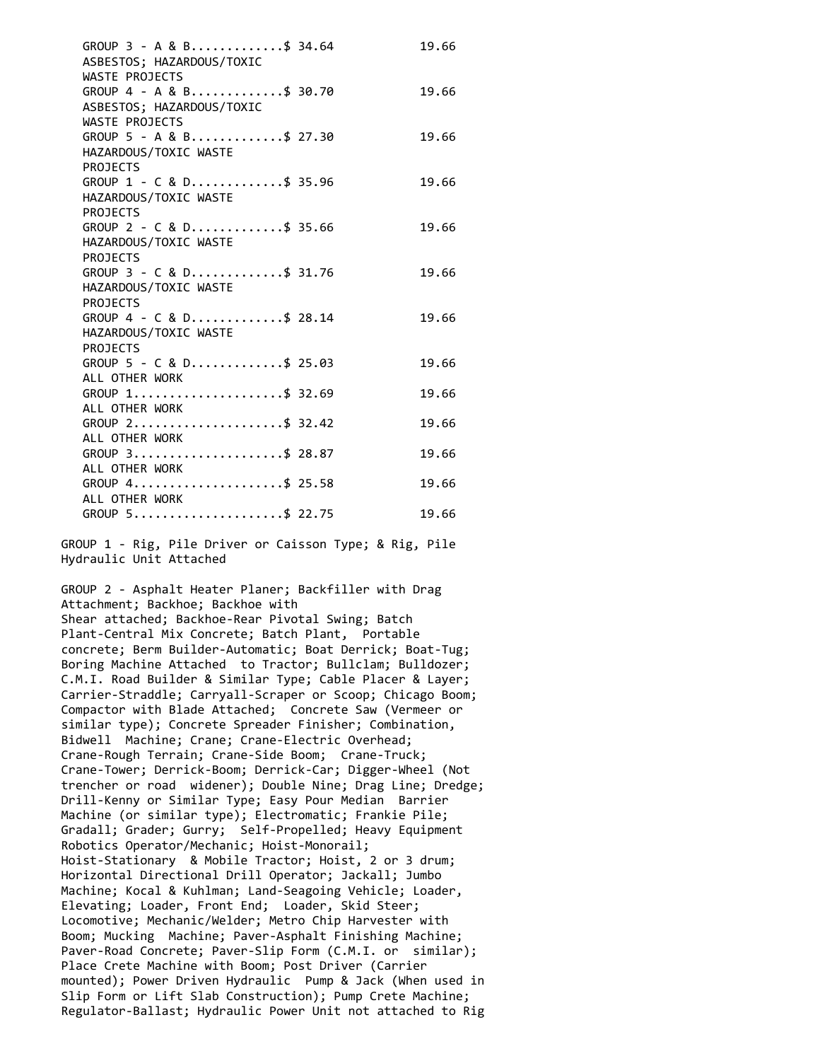```
   GROUP 3 - A & B............$ 34.64           19.66
   ASBESTOS; HAZARDOUS/TOXIC
   WASTE PROJECTS
   GROUP 4 - A & B............$ 30.70           19.66
   ASBESTOS; HAZARDOUS/TOXIC
   WASTE PROJECTS
   GROUP 5 - A & B............$ 27.30           19.66
   HAZARDOUS/TOXIC WASTE
   PROJECTS
   GROUP 1 - C & D............$ 35.96           19.66
   HAZARDOUS/TOXIC WASTE
   PROJECTS
   GROUP 2 - C & D............$ 35.66           19.66
   HAZARDOUS/TOXIC WASTE
   PROJECTS
   GROUP 3 - C & D............$ 31.76           19.66
   HAZARDOUS/TOXIC WASTE
   PROJECTS
   GROUP 4 - C & D............$ 28.14           19.66
   HAZARDOUS/TOXIC WASTE
   PROJECTS
   GROUP 5 - C & D............$ 25.03           19.66
   ALL OTHER WORK
   GROUP 1....................$ 32.69           19.66
   ALL OTHER WORK
   GROUP 2....................$ 32.42           19.66
   ALL OTHER WORK
   GROUP 3....................$ 28.87           19.66
   ALL OTHER WORK
   GROUP 4....................$ 25.58           19.66
   ALL OTHER WORK
   GROUP 5....................$ 22.75           19.66
```

GROUP 1 - Rig, Pile Driver or Caisson Type; & Rig, Pile Hydraulic Unit Attached

GROUP 2 - Asphalt Heater Planer; Backfiller with Drag Attachment; Backhoe; Backhoe with Shear attached; Backhoe-Rear Pivotal Swing; Batch Plant-Central Mix Concrete; Batch Plant, Portable concrete; Berm Builder-Automatic; Boat Derrick; Boat-Tug; Boring Machine Attached to Tractor; Bullclam; Bulldozer; C.M.I. Road Builder & Similar Type; Cable Placer & Layer; Carrier-Straddle; Carryall-Scraper or Scoop; Chicago Boom; Compactor with Blade Attached; Concrete Saw (Vermeer or similar type); Concrete Spreader Finisher; Combination, Bidwell Machine; Crane; Crane-Electric Overhead; Crane-Rough Terrain; Crane-Side Boom; Crane-Truck; Crane-Tower; Derrick-Boom; Derrick-Car; Digger-Wheel (Not trencher or road widener); Double Nine; Drag Line; Dredge; Drill-Kenny or Similar Type; Easy Pour Median Barrier Machine (or similar type); Electromatic; Frankie Pile; Gradall; Grader; Gurry; Self-Propelled; Heavy Equipment Robotics Operator/Mechanic; Hoist-Monorail; Hoist-Stationary & Mobile Tractor; Hoist, 2 or 3 drum; Horizontal Directional Drill Operator; Jackall; Jumbo Machine; Kocal & Kuhlman; Land-Seagoing Vehicle; Loader, Elevating; Loader, Front End; Loader, Skid Steer; Locomotive; Mechanic/Welder; Metro Chip Harvester with Boom; Mucking Machine; Paver-Asphalt Finishing Machine; Paver-Road Concrete; Paver-Slip Form (C.M.I. or similar); Place Crete Machine with Boom; Post Driver (Carrier mounted); Power Driven Hydraulic Pump & Jack (When used in Slip Form or Lift Slab Construction); Pump Crete Machine; Regulator-Ballast; Hydraulic Power Unit not attached to Rig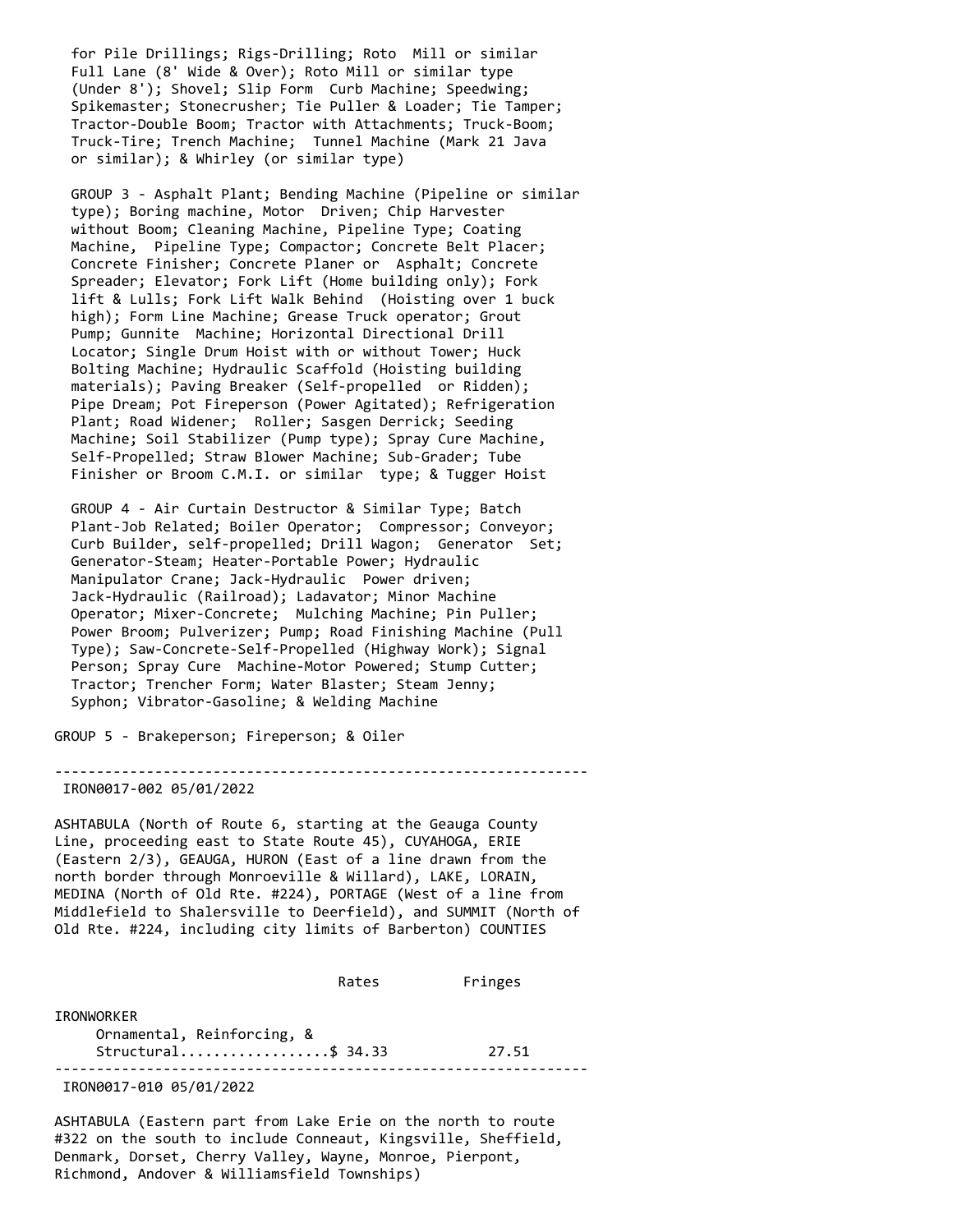for Pile Drillings; Rigs-Drilling; Roto Mill or similar Full Lane (8' Wide & Over); Roto Mill or similar type (Under 8'); Shovel; Slip Form Curb Machine; Speedwing; Spikemaster; Stonecrusher; Tie Puller & Loader; Tie Tamper; Tractor-Double Boom; Tractor with Attachments; Truck-Boom; Truck-Tire; Trench Machine; Tunnel Machine (Mark 21 Java or similar); & Whirley (or similar type)

GROUP 3 - Asphalt Plant; Bending Machine (Pipeline or similar type); Boring machine, Motor Driven; Chip Harvester without Boom; Cleaning Machine, Pipeline Type; Coating Machine, Pipeline Type; Compactor; Concrete Belt Placer; Concrete Finisher; Concrete Planer or Asphalt; Concrete Spreader; Elevator; Fork Lift (Home building only); Fork lift & Lulls; Fork Lift Walk Behind (Hoisting over 1 buck high); Form Line Machine; Grease Truck operator; Grout Pump; Gunnite Machine; Horizontal Directional Drill Locator; Single Drum Hoist with or without Tower; Huck Bolting Machine; Hydraulic Scaffold (Hoisting building materials); Paving Breaker (Self-propelled or Ridden); Pipe Dream; Pot Fireperson (Power Agitated); Refrigeration Plant; Road Widener; Roller; Sasgen Derrick; Seeding Machine; Soil Stabilizer (Pump type); Spray Cure Machine, Self-Propelled; Straw Blower Machine; Sub-Grader; Tube Finisher or Broom C.M.I. or similar type; & Tugger Hoist

GROUP 4 - Air Curtain Destructor & Similar Type; Batch Plant-Job Related; Boiler Operator; Compressor; Conveyor; Curb Builder, self-propelled; Drill Wagon; Generator Set; Generator-Steam; Heater-Portable Power; Hydraulic Manipulator Crane; Jack-Hydraulic Power driven; Jack-Hydraulic (Railroad); Ladavator; Minor Machine Operator; Mixer-Concrete; Mulching Machine; Pin Puller; Power Broom; Pulverizer; Pump; Road Finishing Machine (Pull Type); Saw-Concrete-Self-Propelled (Highway Work); Signal Person; Spray Cure Machine-Motor Powered; Stump Cutter; Tractor; Trencher Form; Water Blaster; Steam Jenny; Syphon; Vibrator-Gasoline; & Welding Machine

GROUP 5 - Brakeperson; Fireperson; & Oiler

----------------------------------------------------------------

IRON0017-002 05/01/2022

ASHTABULA (North of Route 6, starting at the Geauga County Line, proceeding east to State Route 45), CUYAHOGA, ERIE (Eastern 2/3), GEAUGA, HURON (East of a line drawn from the north border through Monroeville & Willard), LAKE, LORAIN, MEDINA (North of Old Rte. #224), PORTAGE (West of a line from Middlefield to Shalersville to Deerfield), and SUMMIT (North of Old Rte. #224, including city limits of Barberton) COUNTIES

| | Rates | Fringes |
|---|---|---|
| IRONWORKER | | |
| Ornamental, Reinforcing, & Structural | $ 34.33 | 27.51 |

----------------------------------------------------------------

IRON0017-010 05/01/2022

ASHTABULA (Eastern part from Lake Erie on the north to route #322 on the south to include Conneaut, Kingsville, Sheffield, Denmark, Dorset, Cherry Valley, Wayne, Monroe, Pierpont, Richmond, Andover & Williamsfield Townships)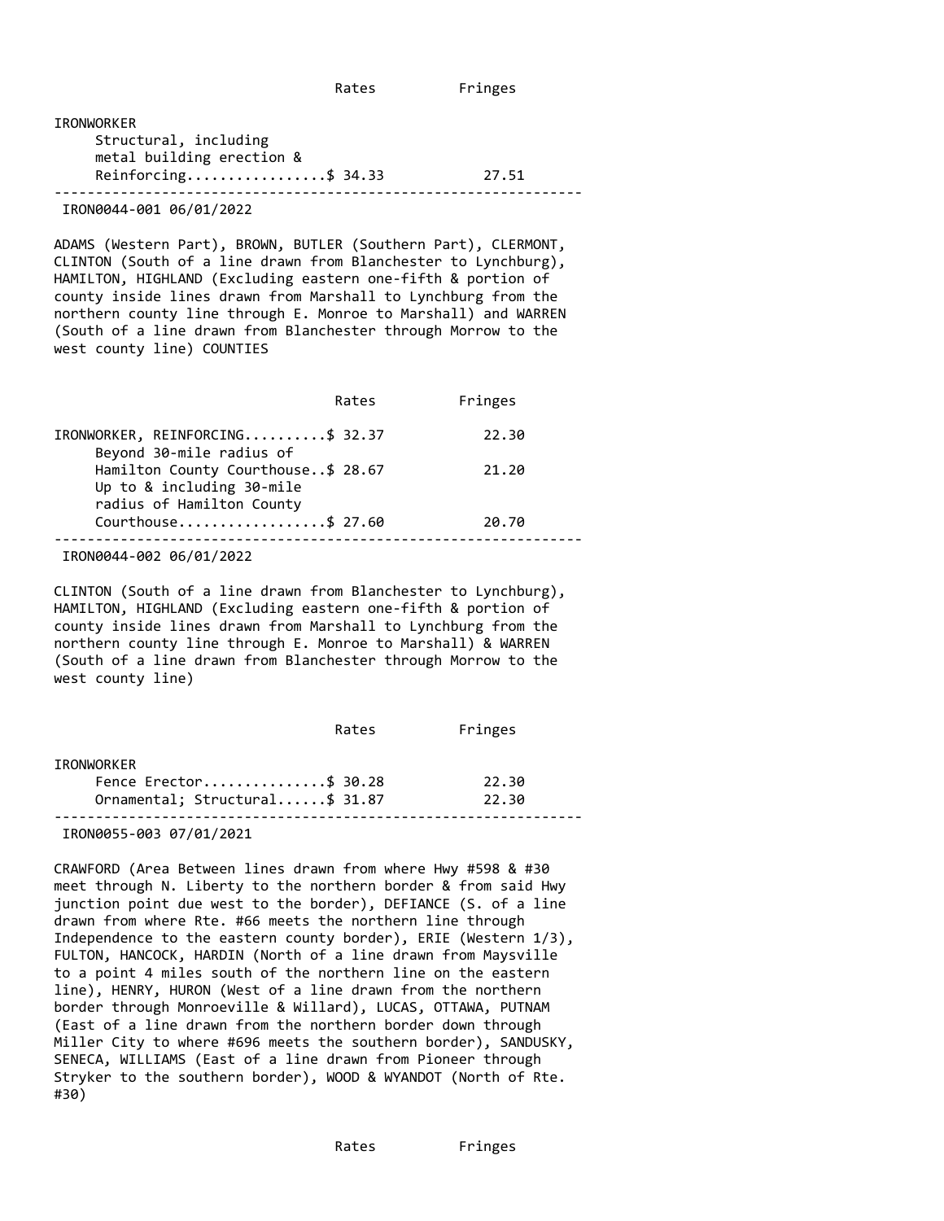| | Rates | Fringes |
|---|---|---|
| IRONWORKER | | |
| Structural, including metal building erection & Reinforcing | $ 34.33 | 27.51 |

---

IRON0044-001 06/01/2022

ADAMS (Western Part), BROWN, BUTLER (Southern Part), CLERMONT, CLINTON (South of a line drawn from Blanchester to Lynchburg), HAMILTON, HIGHLAND (Excluding eastern one-fifth & portion of county inside lines drawn from Marshall to Lynchburg from the northern county line through E. Monroe to Marshall) and WARREN (South of a line drawn from Blanchester through Morrow to the west county line) COUNTIES

| | Rates | Fringes |
|---|---|---|
| IRONWORKER, REINFORCING | $ 32.37 | 22.30 |
| Beyond 30-mile radius of Hamilton County Courthouse | $ 28.67 | 21.20 |
| Up to & including 30-mile radius of Hamilton County Courthouse | $ 27.60 | 20.70 |

---

IRON0044-002 06/01/2022

CLINTON (South of a line drawn from Blanchester to Lynchburg), HAMILTON, HIGHLAND (Excluding eastern one-fifth & portion of county inside lines drawn from Marshall to Lynchburg from the northern county line through E. Monroe to Marshall) & WARREN (South of a line drawn from Blanchester through Morrow to the west county line)

| | Rates | Fringes |
|---|---|---|
| IRONWORKER | | |
| Fence Erector | $ 30.28 | 22.30 |
| Ornamental; Structural | $ 31.87 | 22.30 |

---

IRON0055-003 07/01/2021

CRAWFORD (Area Between lines drawn from where Hwy #598 & #30 meet through N. Liberty to the northern border & from said Hwy junction point due west to the border), DEFIANCE (S. of a line drawn from where Rte. #66 meets the northern line through Independence to the eastern county border), ERIE (Western 1/3), FULTON, HANCOCK, HARDIN (North of a line drawn from Maysville to a point 4 miles south of the northern line on the eastern line), HENRY, HURON (West of a line drawn from the northern border through Monroeville & Willard), LUCAS, OTTAWA, PUTNAM (East of a line drawn from the northern border down through Miller City to where #696 meets the southern border), SANDUSKY, SENECA, WILLIAMS (East of a line drawn from Pioneer through Stryker to the southern border), WOOD & WYANDOT (North of Rte. #30)

| | Rates | Fringes |
|---|---|---|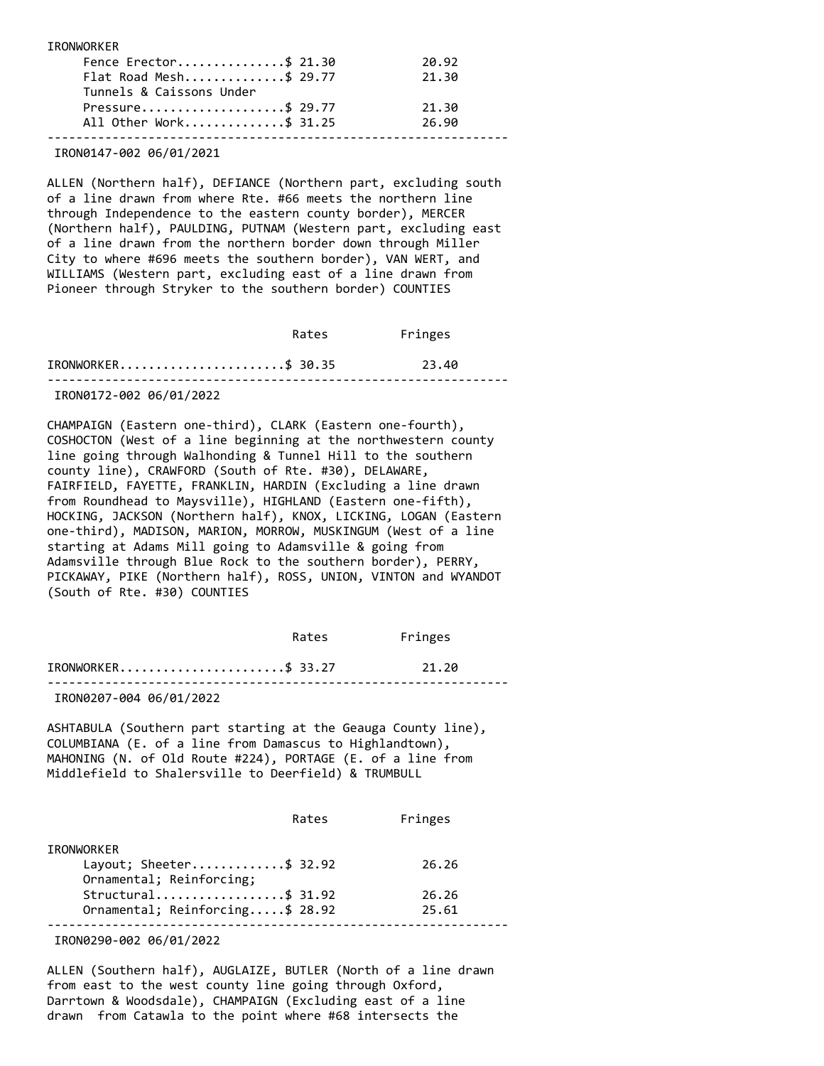| | Rates | Fringes |
|---|---|---|
| IRONWORKER | | |
| Fence Erector | $ 21.30 | 20.92 |
| Flat Road Mesh | $ 29.77 | 21.30 |
| Tunnels & Caissons Under Pressure | $ 29.77 | 21.30 |
| All Other Work | $ 31.25 | 26.90 |

---

IRON0147-002 06/01/2021

ALLEN (Northern half), DEFIANCE (Northern part, excluding south of a line drawn from where Rte. #66 meets the northern line through Independence to the eastern county border), MERCER (Northern half), PAULDING, PUTNAM (Western part, excluding east of a line drawn from the northern border down through Miller City to where #696 meets the southern border), VAN WERT, and WILLIAMS (Western part, excluding east of a line drawn from Pioneer through Stryker to the southern border) COUNTIES

| | Rates | Fringes |
|---|---|---|
| IRONWORKER | $ 30.35 | 23.40 |

---

IRON0172-002 06/01/2022

CHAMPAIGN (Eastern one-third), CLARK (Eastern one-fourth), COSHOCTON (West of a line beginning at the northwestern county line going through Walhonding & Tunnel Hill to the southern county line), CRAWFORD (South of Rte. #30), DELAWARE, FAIRFIELD, FAYETTE, FRANKLIN, HARDIN (Excluding a line drawn from Roundhead to Maysville), HIGHLAND (Eastern one-fifth), HOCKING, JACKSON (Northern half), KNOX, LICKING, LOGAN (Eastern one-third), MADISON, MARION, MORROW, MUSKINGUM (West of a line starting at Adams Mill going to Adamsville & going from Adamsville through Blue Rock to the southern border), PERRY, PICKAWAY, PIKE (Northern half), ROSS, UNION, VINTON and WYANDOT (South of Rte. #30) COUNTIES

| | Rates | Fringes |
|---|---|---|
| IRONWORKER | $ 33.27 | 21.20 |

---

IRON0207-004 06/01/2022

ASHTABULA (Southern part starting at the Geauga County line), COLUMBIANA (E. of a line from Damascus to Highlandtown), MAHONING (N. of Old Route #224), PORTAGE (E. of a line from Middlefield to Shalersville to Deerfield) & TRUMBULL

| | Rates | Fringes |
|---|---|---|
| IRONWORKER | | |
| Layout; Sheeter | $ 32.92 | 26.26 |
| Ornamental; Reinforcing; Structural | $ 31.92 | 26.26 |
| Ornamental; Reinforcing | $ 28.92 | 25.61 |

---

IRON0290-002 06/01/2022

ALLEN (Southern half), AUGLAIZE, BUTLER (North of a line drawn from east to the west county line going through Oxford, Darrtown & Woodsdale), CHAMPAIGN (Excluding east of a line drawn from Catawla to the point where #68 intersects the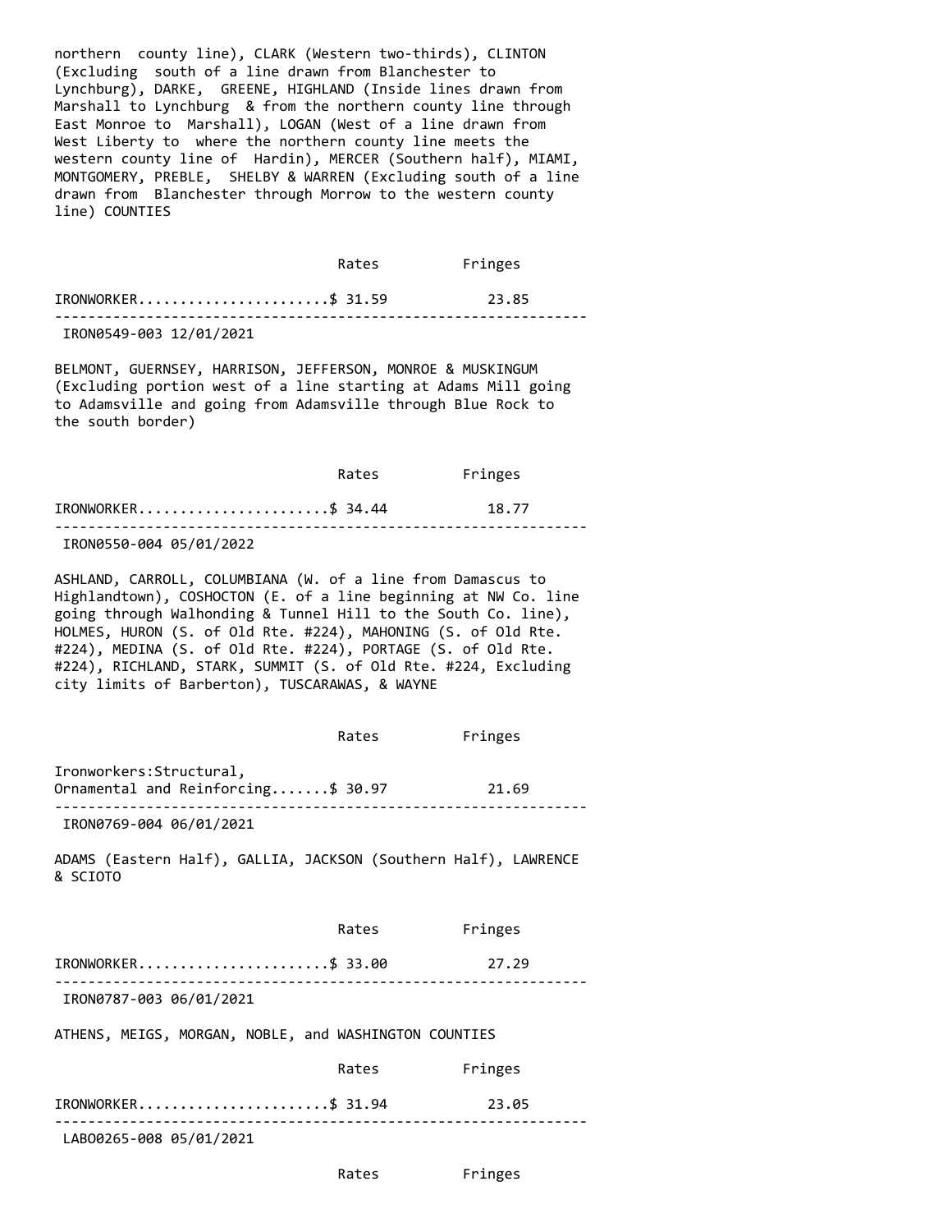northern county line), CLARK (Western two-thirds), CLINTON (Excluding south of a line drawn from Blanchester to Lynchburg), DARKE, GREENE, HIGHLAND (Inside lines drawn from Marshall to Lynchburg & from the northern county line through East Monroe to Marshall), LOGAN (West of a line drawn from West Liberty to where the northern county line meets the western county line of Hardin), MERCER (Southern half), MIAMI, MONTGOMERY, PREBLE, SHELBY & WARREN (Excluding south of a line drawn from Blanchester through Morrow to the western county line) COUNTIES

| | Rates | Fringes |
|---|---|---|
| IRONWORKER | $ 31.59 | 23.85 |

---

IRON0549-003 12/01/2021

BELMONT, GUERNSEY, HARRISON, JEFFERSON, MONROE & MUSKINGUM (Excluding portion west of a line starting at Adams Mill going to Adamsville and going from Adamsville through Blue Rock to the south border)

| | Rates | Fringes |
|---|---|---|
| IRONWORKER | $ 34.44 | 18.77 |

---

IRON0550-004 05/01/2022

ASHLAND, CARROLL, COLUMBIANA (W. of a line from Damascus to Highlandtown), COSHOCTON (E. of a line beginning at NW Co. line going through Walhonding & Tunnel Hill to the South Co. line), HOLMES, HURON (S. of Old Rte. #224), MAHONING (S. of Old Rte. #224), MEDINA (S. of Old Rte. #224), PORTAGE (S. of Old Rte. #224), RICHLAND, STARK, SUMMIT (S. of Old Rte. #224, Excluding city limits of Barberton), TUSCARAWAS, & WAYNE

| | Rates | Fringes |
|---|---|---|
| Ironworkers:Structural, Ornamental and Reinforcing | $ 30.97 | 21.69 |

---

IRON0769-004 06/01/2021

ADAMS (Eastern Half), GALLIA, JACKSON (Southern Half), LAWRENCE & SCIOTO

| | Rates | Fringes |
|---|---|---|
| IRONWORKER | $ 33.00 | 27.29 |

---

IRON0787-003 06/01/2021

ATHENS, MEIGS, MORGAN, NOBLE, and WASHINGTON COUNTIES

| | Rates | Fringes |
|---|---|---|
| IRONWORKER | $ 31.94 | 23.05 |

---

LABO0265-008 05/01/2021

| | Rates | Fringes |
|---|---|---|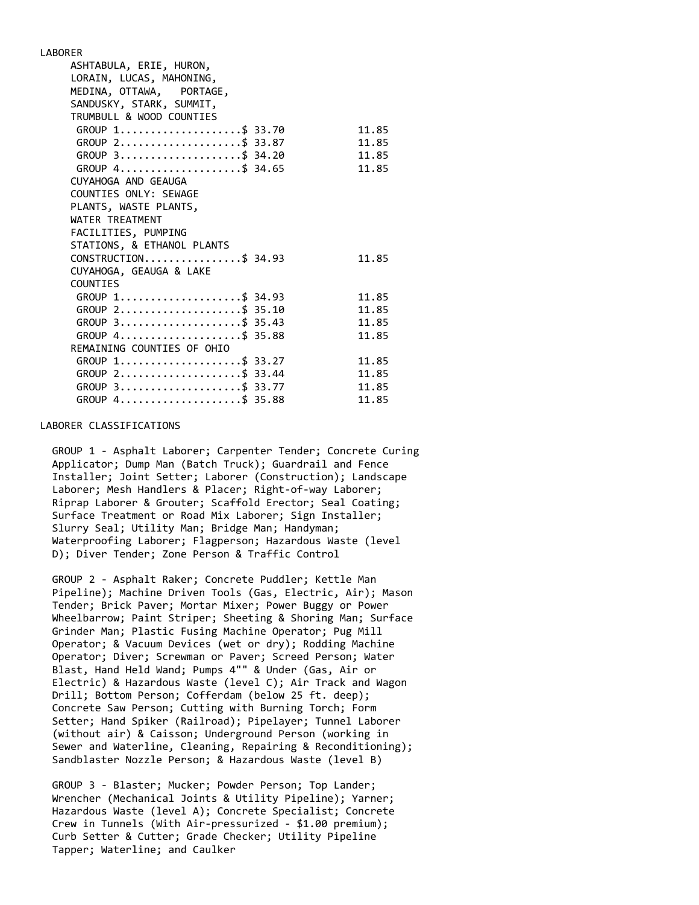LABORER

| | Rates | Fringes |
|---|---|---|
| ASHTABULA, ERIE, HURON, LORAIN, LUCAS, MAHONING, MEDINA, OTTAWA, PORTAGE, SANDUSKY, STARK, SUMMIT, TRUMBULL & WOOD COUNTIES | | |
| GROUP 1 | $ 33.70 | 11.85 |
| GROUP 2 | $ 33.87 | 11.85 |
| GROUP 3 | $ 34.20 | 11.85 |
| GROUP 4 | $ 34.65 | 11.85 |
| CUYAHOGA AND GEAUGA COUNTIES ONLY: SEWAGE PLANTS, WASTE PLANTS, WATER TREATMENT FACILITIES, PUMPING STATIONS, & ETHANOL PLANTS CONSTRUCTION | $ 34.93 | 11.85 |
| CUYAHOGA, GEAUGA & LAKE COUNTIES | | |
| GROUP 1 | $ 34.93 | 11.85 |
| GROUP 2 | $ 35.10 | 11.85 |
| GROUP 3 | $ 35.43 | 11.85 |
| GROUP 4 | $ 35.88 | 11.85 |
| REMAINING COUNTIES OF OHIO | | |
| GROUP 1 | $ 33.27 | 11.85 |
| GROUP 2 | $ 33.44 | 11.85 |
| GROUP 3 | $ 33.77 | 11.85 |
| GROUP 4 | $ 35.88 | 11.85 |

LABORER CLASSIFICATIONS

GROUP 1 - Asphalt Laborer; Carpenter Tender; Concrete Curing Applicator; Dump Man (Batch Truck); Guardrail and Fence Installer; Joint Setter; Laborer (Construction); Landscape Laborer; Mesh Handlers & Placer; Right-of-way Laborer; Riprap Laborer & Grouter; Scaffold Erector; Seal Coating; Surface Treatment or Road Mix Laborer; Sign Installer; Slurry Seal; Utility Man; Bridge Man; Handyman; Waterproofing Laborer; Flagperson; Hazardous Waste (level D); Diver Tender; Zone Person & Traffic Control

GROUP 2 - Asphalt Raker; Concrete Puddler; Kettle Man Pipeline); Machine Driven Tools (Gas, Electric, Air); Mason Tender; Brick Paver; Mortar Mixer; Power Buggy or Power Wheelbarrow; Paint Striper; Sheeting & Shoring Man; Surface Grinder Man; Plastic Fusing Machine Operator; Pug Mill Operator; & Vacuum Devices (wet or dry); Rodding Machine Operator; Diver; Screwman or Paver; Screed Person; Water Blast, Hand Held Wand; Pumps 4"" & Under (Gas, Air or Electric) & Hazardous Waste (level C); Air Track and Wagon Drill; Bottom Person; Cofferdam (below 25 ft. deep); Concrete Saw Person; Cutting with Burning Torch; Form Setter; Hand Spiker (Railroad); Pipelayer; Tunnel Laborer (without air) & Caisson; Underground Person (working in Sewer and Waterline, Cleaning, Repairing & Reconditioning); Sandblaster Nozzle Person; & Hazardous Waste (level B)

GROUP 3 - Blaster; Mucker; Powder Person; Top Lander; Wrencher (Mechanical Joints & Utility Pipeline); Yarner; Hazardous Waste (level A); Concrete Specialist; Concrete Crew in Tunnels (With Air-pressurized - $1.00 premium); Curb Setter & Cutter; Grade Checker; Utility Pipeline Tapper; Waterline; and Caulker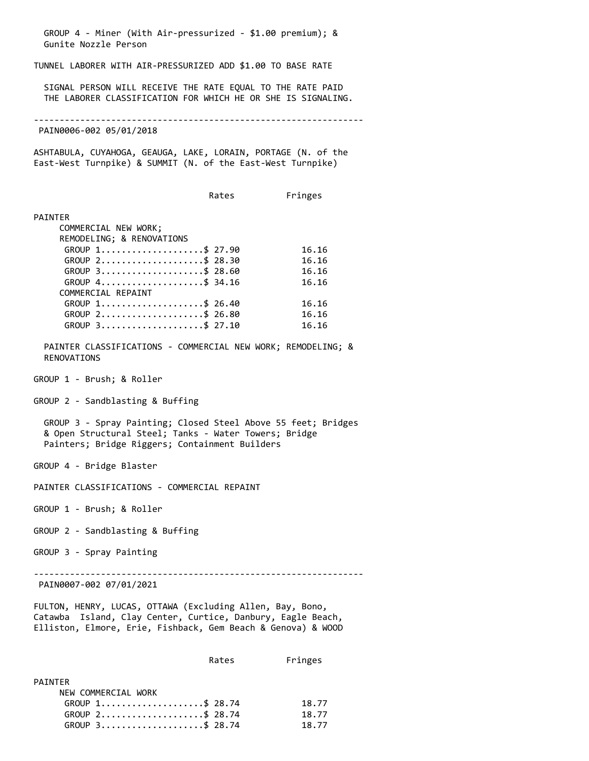GROUP 4 - Miner (With Air-pressurized - $1.00 premium); & Gunite Nozzle Person

TUNNEL LABORER WITH AIR-PRESSURIZED ADD $1.00 TO BASE RATE

SIGNAL PERSON WILL RECEIVE THE RATE EQUAL TO THE RATE PAID THE LABORER CLASSIFICATION FOR WHICH HE OR SHE IS SIGNALING.

---

PAIN0006-002 05/01/2018

ASHTABULA, CUYAHOGA, GEAUGA, LAKE, LORAIN, PORTAGE (N. of the East-West Turnpike) & SUMMIT (N. of the East-West Turnpike)

| | Rates | Fringes |
|---|---|---|
| PAINTER | | |
| COMMERCIAL NEW WORK; REMODELING; & RENOVATIONS | | |
| GROUP 1 | $ 27.90 | 16.16 |
| GROUP 2 | $ 28.30 | 16.16 |
| GROUP 3 | $ 28.60 | 16.16 |
| GROUP 4 | $ 34.16 | 16.16 |
| COMMERCIAL REPAINT | | |
| GROUP 1 | $ 26.40 | 16.16 |
| GROUP 2 | $ 26.80 | 16.16 |
| GROUP 3 | $ 27.10 | 16.16 |

PAINTER CLASSIFICATIONS - COMMERCIAL NEW WORK; REMODELING; & RENOVATIONS

GROUP 1 - Brush; & Roller

GROUP 2 - Sandblasting & Buffing

GROUP 3 - Spray Painting; Closed Steel Above 55 feet; Bridges & Open Structural Steel; Tanks - Water Towers; Bridge Painters; Bridge Riggers; Containment Builders

GROUP 4 - Bridge Blaster

PAINTER CLASSIFICATIONS - COMMERCIAL REPAINT

GROUP 1 - Brush; & Roller

GROUP 2 - Sandblasting & Buffing

GROUP 3 - Spray Painting

---

PAIN0007-002 07/01/2021

FULTON, HENRY, LUCAS, OTTAWA (Excluding Allen, Bay, Bono, Catawba Island, Clay Center, Curtice, Danbury, Eagle Beach, Elliston, Elmore, Erie, Fishback, Gem Beach & Genova) & WOOD

| | Rates | Fringes |
|---|---|---|
| PAINTER | | |
| NEW COMMERCIAL WORK | | |
| GROUP 1 | $ 28.74 | 18.77 |
| GROUP 2 | $ 28.74 | 18.77 |
| GROUP 3 | $ 28.74 | 18.77 |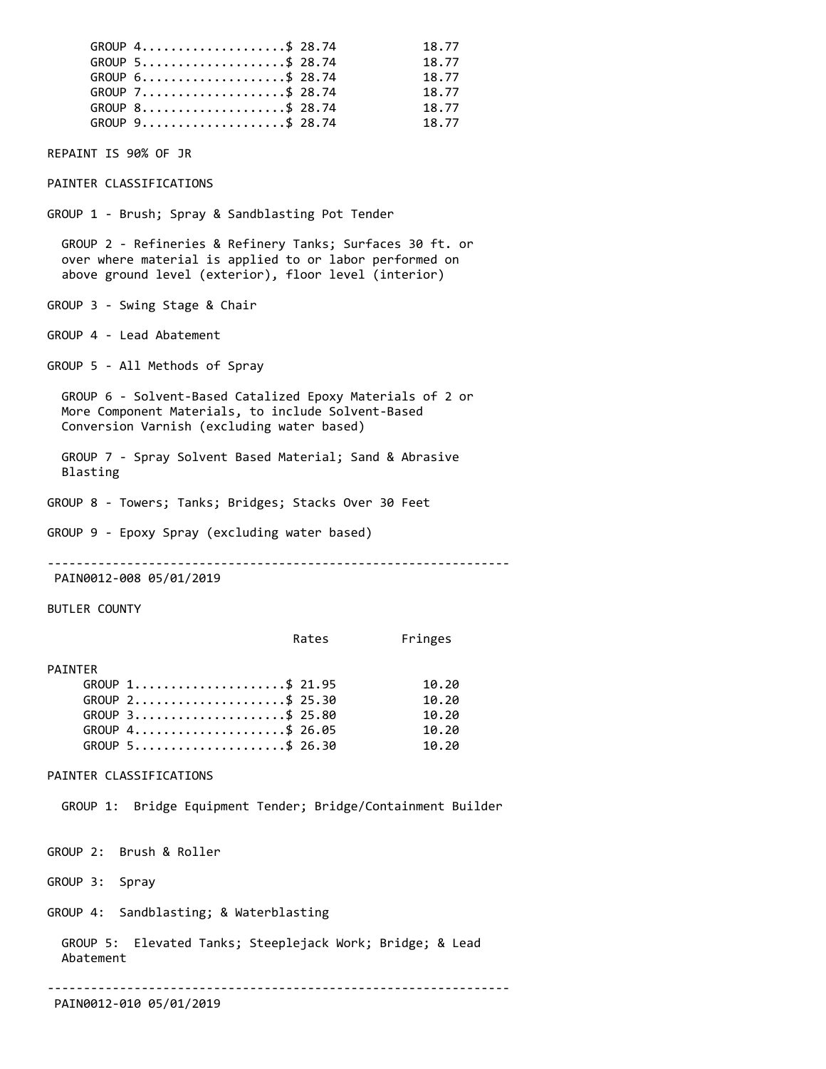| | Rates | Fringes |
|---|---|---|
| GROUP 4 | $ 28.74 | 18.77 |
| GROUP 5 | $ 28.74 | 18.77 |
| GROUP 6 | $ 28.74 | 18.77 |
| GROUP 7 | $ 28.74 | 18.77 |
| GROUP 8 | $ 28.74 | 18.77 |
| GROUP 9 | $ 28.74 | 18.77 |

REPAINT IS 90% OF JR

PAINTER CLASSIFICATIONS

GROUP 1 - Brush; Spray & Sandblasting Pot Tender

GROUP 2 - Refineries & Refinery Tanks; Surfaces 30 ft. or over where material is applied to or labor performed on above ground level (exterior), floor level (interior)

GROUP 3 - Swing Stage & Chair

GROUP 4 - Lead Abatement

GROUP 5 - All Methods of Spray

GROUP 6 - Solvent-Based Catalized Epoxy Materials of 2 or More Component Materials, to include Solvent-Based Conversion Varnish (excluding water based)

GROUP 7 - Spray Solvent Based Material; Sand & Abrasive Blasting

GROUP 8 - Towers; Tanks; Bridges; Stacks Over 30 Feet

GROUP 9 - Epoxy Spray (excluding water based)

---

PAIN0012-008 05/01/2019

BUTLER COUNTY

| | Rates | Fringes |
|---|---|---|
| PAINTER | | |
| GROUP 1 | $ 21.95 | 10.20 |
| GROUP 2 | $ 25.30 | 10.20 |
| GROUP 3 | $ 25.80 | 10.20 |
| GROUP 4 | $ 26.05 | 10.20 |
| GROUP 5 | $ 26.30 | 10.20 |

PAINTER CLASSIFICATIONS

GROUP 1: Bridge Equipment Tender; Bridge/Containment Builder

GROUP 2: Brush & Roller

GROUP 3: Spray

GROUP 4: Sandblasting; & Waterblasting

GROUP 5: Elevated Tanks; Steeplejack Work; Bridge; & Lead Abatement

---

PAIN0012-010 05/01/2019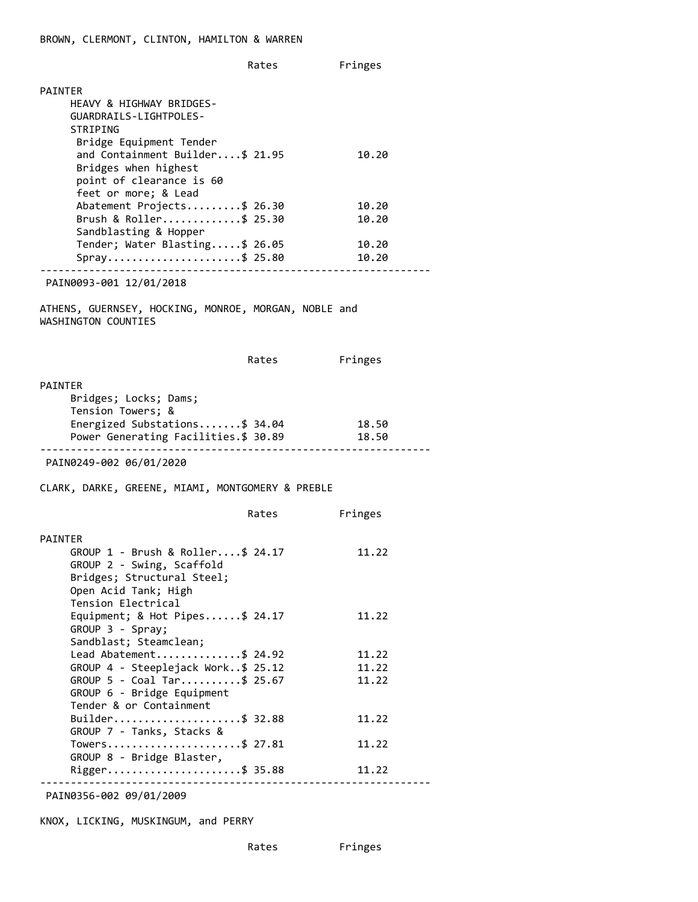BROWN, CLERMONT, CLINTON, HAMILTON & WARREN

| | Rates | Fringes |
|---|---|---|
| PAINTER | | |
| HEAVY & HIGHWAY BRIDGES-GUARDRAILS-LIGHTPOLES-STRIPING | | |
| Bridge Equipment Tender and Containment Builder | $ 21.95 | 10.20 |
| Bridges when highest point of clearance is 60 feet or more; & Lead Abatement Projects | $ 26.30 | 10.20 |
| Brush & Roller | $ 25.30 | 10.20 |
| Sandblasting & Hopper Tender; Water Blasting | $ 26.05 | 10.20 |
| Spray | $ 25.80 | 10.20 |

---

PAIN0093-001 12/01/2018

ATHENS, GUERNSEY, HOCKING, MONROE, MORGAN, NOBLE and WASHINGTON COUNTIES

| | Rates | Fringes |
|---|---|---|
| PAINTER | | |
| Bridges; Locks; Dams; Tension Towers; & Energized Substations | $ 34.04 | 18.50 |
| Power Generating Facilities | $ 30.89 | 18.50 |

---

PAIN0249-002 06/01/2020

CLARK, DARKE, GREENE, MIAMI, MONTGOMERY & PREBLE

| | Rates | Fringes |
|---|---|---|
| PAINTER | | |
| GROUP 1 - Brush & Roller | $ 24.17 | 11.22 |
| GROUP 2 - Swing, Scaffold Bridges; Structural Steel; Open Acid Tank; High Tension Electrical Equipment; & Hot Pipes | $ 24.17 | 11.22 |
| GROUP 3 - Spray; Sandblast; Steamclean; Lead Abatement | $ 24.92 | 11.22 |
| GROUP 4 - Steeplejack Work | $ 25.12 | 11.22 |
| GROUP 5 - Coal Tar | $ 25.67 | 11.22 |
| GROUP 6 - Bridge Equipment Tender & or Containment Builder | $ 32.88 | 11.22 |
| GROUP 7 - Tanks, Stacks & Towers | $ 27.81 | 11.22 |
| GROUP 8 - Bridge Blaster, Rigger | $ 35.88 | 11.22 |

---

PAIN0356-002 09/01/2009

KNOX, LICKING, MUSKINGUM, and PERRY

| | Rates | Fringes |
|---|---|---|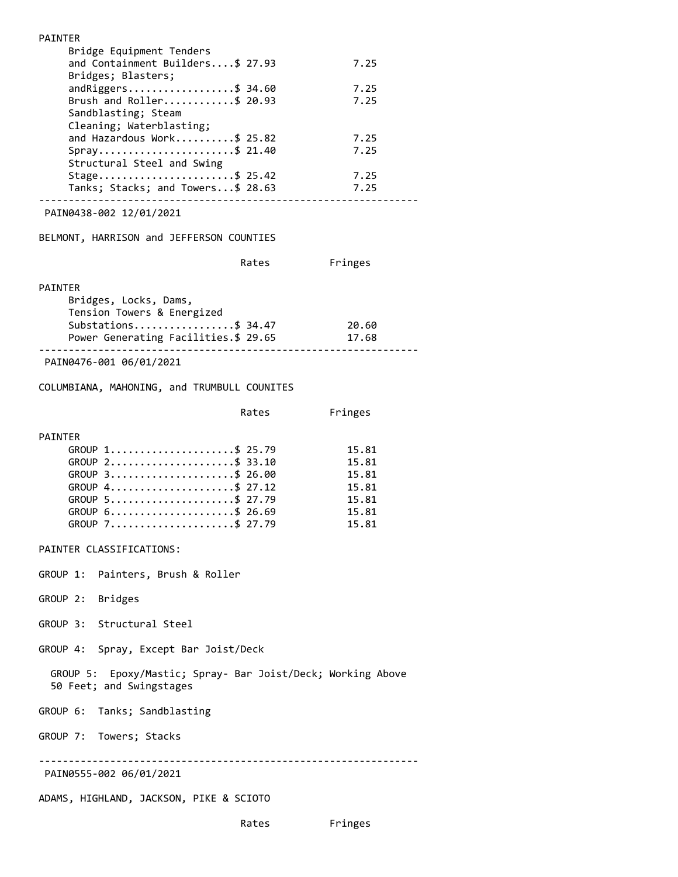PAINTER

| | Rates | Fringes |
|---|---|---|
| Bridge Equipment Tenders and Containment Builders | $ 27.93 | 7.25 |
| Bridges; Blasters; andRiggers | $ 34.60 | 7.25 |
| Brush and Roller | $ 20.93 | 7.25 |
| Sandblasting; Steam Cleaning; Waterblasting; and Hazardous Work | $ 25.82 | 7.25 |
| Spray | $ 21.40 | 7.25 |
| Structural Steel and Swing Stage | $ 25.42 | 7.25 |
| Tanks; Stacks; and Towers | $ 28.63 | 7.25 |

---

PAIN0438-002 12/01/2021

BELMONT, HARRISON and JEFFERSON COUNTIES

| | Rates | Fringes |
|---|---|---|
| PAINTER | | |
| Bridges, Locks, Dams, Tension Towers & Energized Substations | $ 34.47 | 20.60 |
| Power Generating Facilities | $ 29.65 | 17.68 |

---

PAIN0476-001 06/01/2021

COLUMBIANA, MAHONING, and TRUMBULL COUNITES

| | Rates | Fringes |
|---|---|---|
| PAINTER | | |
| GROUP 1 | $ 25.79 | 15.81 |
| GROUP 2 | $ 33.10 | 15.81 |
| GROUP 3 | $ 26.00 | 15.81 |
| GROUP 4 | $ 27.12 | 15.81 |
| GROUP 5 | $ 27.79 | 15.81 |
| GROUP 6 | $ 26.69 | 15.81 |
| GROUP 7 | $ 27.79 | 15.81 |

PAINTER CLASSIFICATIONS:

GROUP 1: Painters, Brush & Roller

GROUP 2: Bridges

GROUP 3: Structural Steel

GROUP 4: Spray, Except Bar Joist/Deck

GROUP 5: Epoxy/Mastic; Spray- Bar Joist/Deck; Working Above 50 Feet; and Swingstages

GROUP 6: Tanks; Sandblasting

GROUP 7: Towers; Stacks

---

PAIN0555-002 06/01/2021

ADAMS, HIGHLAND, JACKSON, PIKE & SCIOTO

| | Rates | Fringes |
|---|---|---|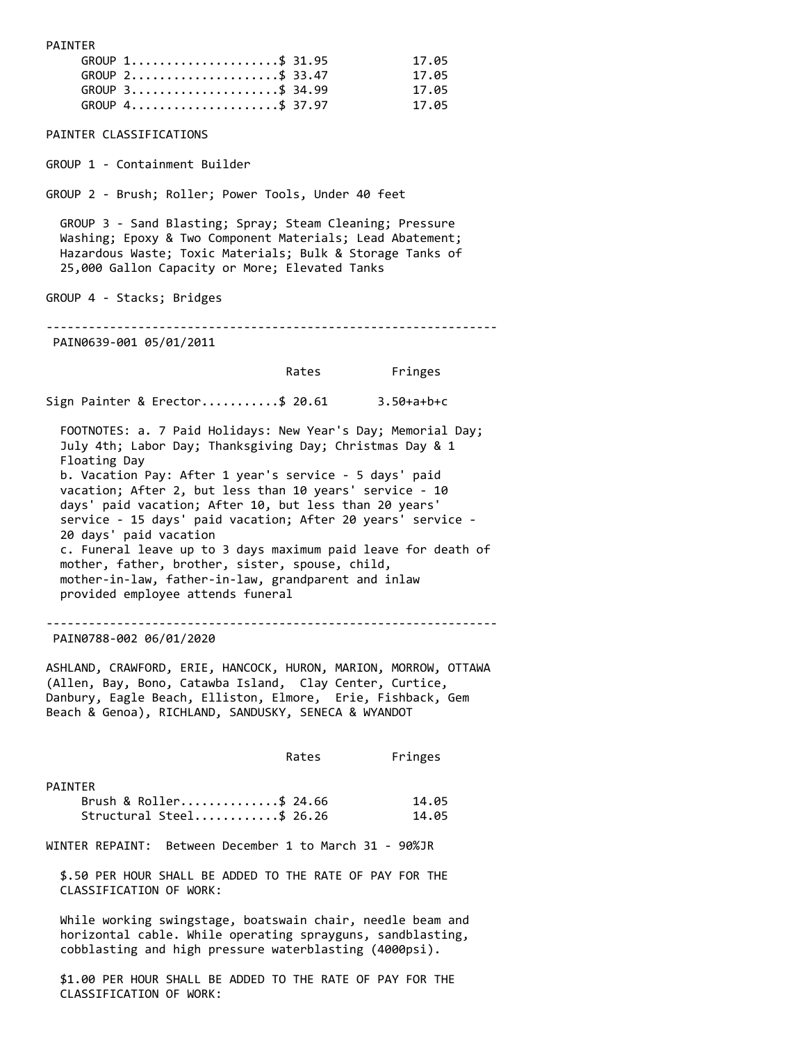PAINTER

| | Rates | Fringes |
|---|---|---|
| GROUP 1 | $ 31.95 | 17.05 |
| GROUP 2 | $ 33.47 | 17.05 |
| GROUP 3 | $ 34.99 | 17.05 |
| GROUP 4 | $ 37.97 | 17.05 |

PAINTER CLASSIFICATIONS

GROUP 1 - Containment Builder

GROUP 2 - Brush; Roller; Power Tools, Under 40 feet

GROUP 3 - Sand Blasting; Spray; Steam Cleaning; Pressure Washing; Epoxy & Two Component Materials; Lead Abatement; Hazardous Waste; Toxic Materials; Bulk & Storage Tanks of 25,000 Gallon Capacity or More; Elevated Tanks

GROUP 4 - Stacks; Bridges

---

PAIN0639-001 05/01/2011

| | Rates | Fringes |
|---|---|---|
| Sign Painter & Erector | $ 20.61 | 3.50+a+b+c |

FOOTNOTES: a. 7 Paid Holidays: New Year's Day; Memorial Day; July 4th; Labor Day; Thanksgiving Day; Christmas Day & 1 Floating Day
b. Vacation Pay: After 1 year's service - 5 days' paid vacation; After 2, but less than 10 years' service - 10 days' paid vacation; After 10, but less than 20 years' service - 15 days' paid vacation; After 20 years' service - 20 days' paid vacation
c. Funeral leave up to 3 days maximum paid leave for death of mother, father, brother, sister, spouse, child, mother-in-law, father-in-law, grandparent and inlaw provided employee attends funeral

---

PAIN0788-002 06/01/2020

ASHLAND, CRAWFORD, ERIE, HANCOCK, HURON, MARION, MORROW, OTTAWA (Allen, Bay, Bono, Catawba Island, Clay Center, Curtice, Danbury, Eagle Beach, Elliston, Elmore, Erie, Fishback, Gem Beach & Genoa), RICHLAND, SANDUSKY, SENECA & WYANDOT

| | Rates | Fringes |
|---|---|---|
| PAINTER | | |
| Brush & Roller | $ 24.66 | 14.05 |
| Structural Steel | $ 26.26 | 14.05 |

WINTER REPAINT: Between December 1 to March 31 - 90%JR

$.50 PER HOUR SHALL BE ADDED TO THE RATE OF PAY FOR THE CLASSIFICATION OF WORK:

While working swingstage, boatswain chair, needle beam and horizontal cable. While operating sprayguns, sandblasting, cobblasting and high pressure waterblasting (4000psi).

$1.00 PER HOUR SHALL BE ADDED TO THE RATE OF PAY FOR THE CLASSIFICATION OF WORK: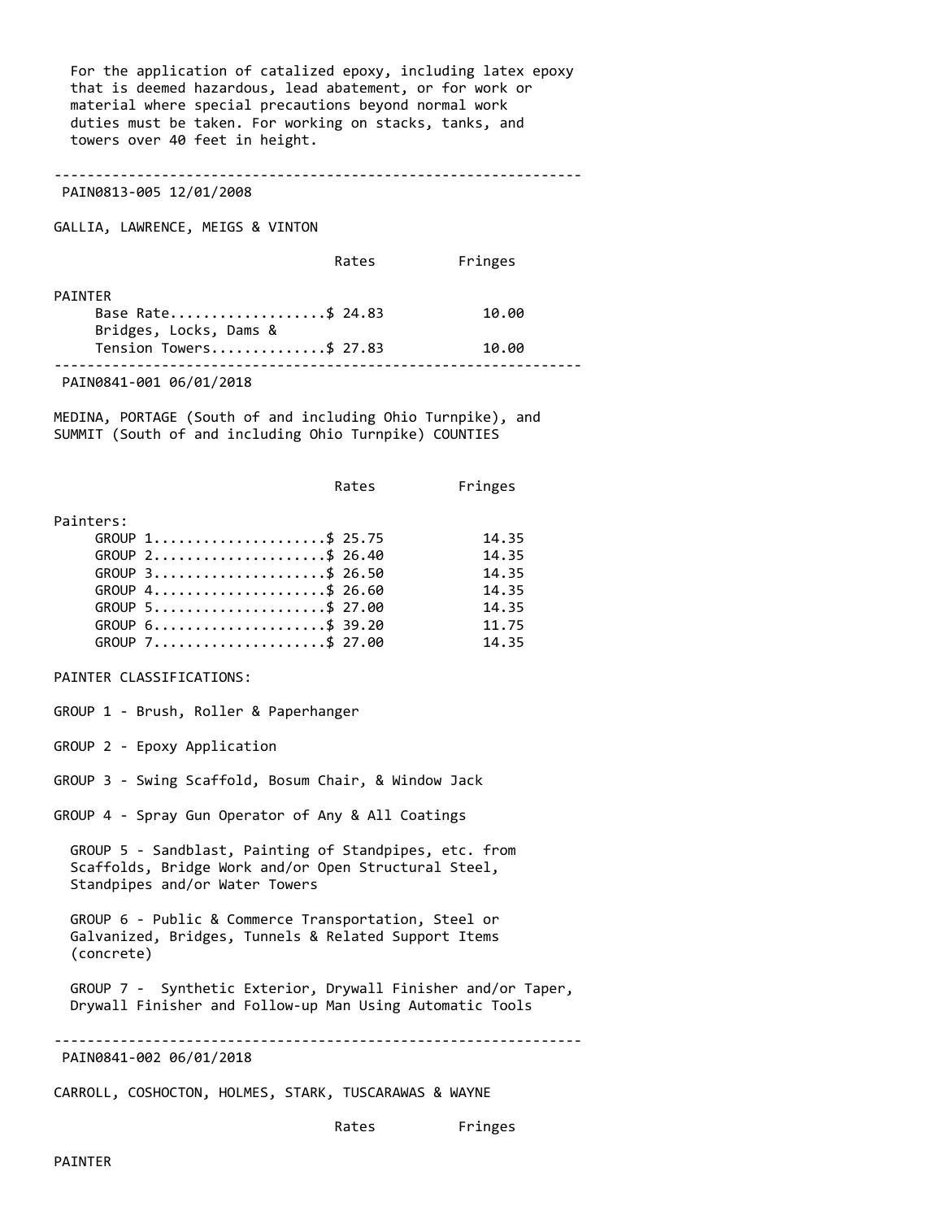For the application of catalized epoxy, including latex epoxy that is deemed hazardous, lead abatement, or for work or material where special precautions beyond normal work duties must be taken. For working on stacks, tanks, and towers over 40 feet in height.

---

PAIN0813-005 12/01/2008

GALLIA, LAWRENCE, MEIGS & VINTON

| | Rates | Fringes |
|---|---|---|
| PAINTER | | |
| Base Rate | $ 24.83 | 10.00 |
| Bridges, Locks, Dams & Tension Towers | $ 27.83 | 10.00 |

---

PAIN0841-001 06/01/2018

MEDINA, PORTAGE (South of and including Ohio Turnpike), and SUMMIT (South of and including Ohio Turnpike) COUNTIES

| | Rates | Fringes |
|---|---|---|
| Painters: | | |
| GROUP 1 | $ 25.75 | 14.35 |
| GROUP 2 | $ 26.40 | 14.35 |
| GROUP 3 | $ 26.50 | 14.35 |
| GROUP 4 | $ 26.60 | 14.35 |
| GROUP 5 | $ 27.00 | 14.35 |
| GROUP 6 | $ 39.20 | 11.75 |
| GROUP 7 | $ 27.00 | 14.35 |

PAINTER CLASSIFICATIONS:

GROUP 1 - Brush, Roller & Paperhanger

GROUP 2 - Epoxy Application

GROUP 3 - Swing Scaffold, Bosum Chair, & Window Jack

GROUP 4 - Spray Gun Operator of Any & All Coatings

GROUP 5 - Sandblast, Painting of Standpipes, etc. from Scaffolds, Bridge Work and/or Open Structural Steel, Standpipes and/or Water Towers

GROUP 6 - Public & Commerce Transportation, Steel or Galvanized, Bridges, Tunnels & Related Support Items (concrete)

GROUP 7 - Synthetic Exterior, Drywall Finisher and/or Taper, Drywall Finisher and Follow-up Man Using Automatic Tools

---

PAIN0841-002 06/01/2018

CARROLL, COSHOCTON, HOLMES, STARK, TUSCARAWAS & WAYNE

| | Rates | Fringes |
|---|---|---|
| PAINTER | | |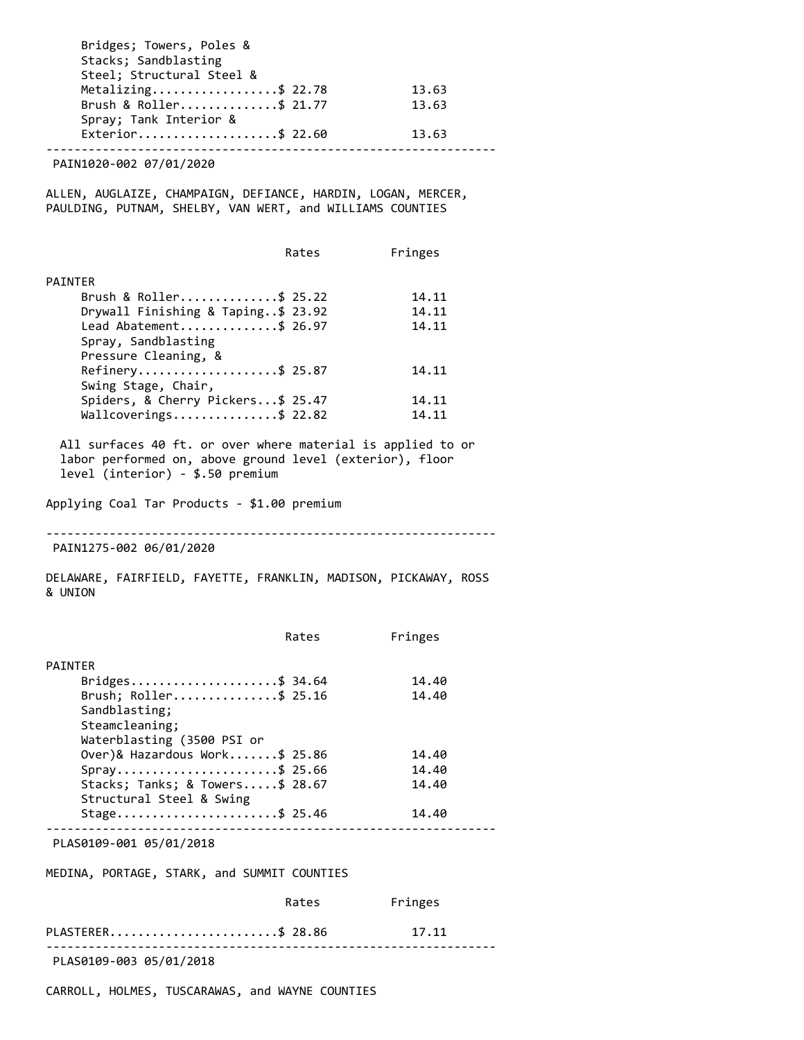| | Rates | Fringes |
|---|---|---|
| Bridges; Towers, Poles & Stacks; Sandblasting Steel; Structural Steel & Metalizing | $ 22.78 | 13.63 |
| Brush & Roller | $ 21.77 | 13.63 |
| Spray; Tank Interior & Exterior | $ 22.60 | 13.63 |

---

PAIN1020-002 07/01/2020

ALLEN, AUGLAIZE, CHAMPAIGN, DEFIANCE, HARDIN, LOGAN, MERCER, PAULDING, PUTNAM, SHELBY, VAN WERT, and WILLIAMS COUNTIES

| | Rates | Fringes |
|---|---|---|
| PAINTER | | |
| Brush & Roller | $ 25.22 | 14.11 |
| Drywall Finishing & Taping | $ 23.92 | 14.11 |
| Lead Abatement | $ 26.97 | 14.11 |
| Spray, Sandblasting Pressure Cleaning, & Refinery | $ 25.87 | 14.11 |
| Swing Stage, Chair, Spiders, & Cherry Pickers | $ 25.47 | 14.11 |
| Wallcoverings | $ 22.82 | 14.11 |

All surfaces 40 ft. or over where material is applied to or labor performed on, above ground level (exterior), floor level (interior) - $.50 premium

Applying Coal Tar Products - $1.00 premium

---

PAIN1275-002 06/01/2020

DELAWARE, FAIRFIELD, FAYETTE, FRANKLIN, MADISON, PICKAWAY, ROSS & UNION

| | Rates | Fringes |
|---|---|---|
| PAINTER | | |
| Bridges | $ 34.64 | 14.40 |
| Brush; Roller | $ 25.16 | 14.40 |
| Sandblasting; Steamcleaning; Waterblasting (3500 PSI or Over)& Hazardous Work | $ 25.86 | 14.40 |
| Spray | $ 25.66 | 14.40 |
| Stacks; Tanks; & Towers | $ 28.67 | 14.40 |
| Structural Steel & Swing Stage | $ 25.46 | 14.40 |

---

PLAS0109-001 05/01/2018

MEDINA, PORTAGE, STARK, and SUMMIT COUNTIES

| | Rates | Fringes |
|---|---|---|
| PLASTERER | $ 28.86 | 17.11 |

---

PLAS0109-003 05/01/2018

CARROLL, HOLMES, TUSCARAWAS, and WAYNE COUNTIES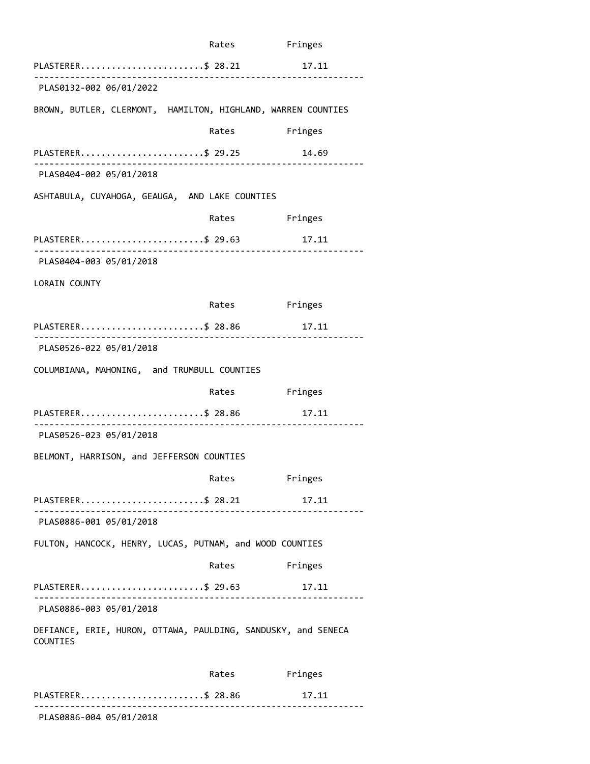| | Rates | Fringes |
|---|---|---|
| PLASTERER | $ 28.21 | 17.11 |

---

PLAS0132-002 06/01/2022

BROWN, BUTLER, CLERMONT, HAMILTON, HIGHLAND, WARREN COUNTIES

| | Rates | Fringes |
|---|---|---|
| PLASTERER | $ 29.25 | 14.69 |

---

PLAS0404-002 05/01/2018

ASHTABULA, CUYAHOGA, GEAUGA, AND LAKE COUNTIES

| | Rates | Fringes |
|---|---|---|
| PLASTERER | $ 29.63 | 17.11 |

---

PLAS0404-003 05/01/2018

LORAIN COUNTY

| | Rates | Fringes |
|---|---|---|
| PLASTERER | $ 28.86 | 17.11 |

---

PLAS0526-022 05/01/2018

COLUMBIANA, MAHONING, and TRUMBULL COUNTIES

| | Rates | Fringes |
|---|---|---|
| PLASTERER | $ 28.86 | 17.11 |

---

PLAS0526-023 05/01/2018

BELMONT, HARRISON, and JEFFERSON COUNTIES

| | Rates | Fringes |
|---|---|---|
| PLASTERER | $ 28.21 | 17.11 |

---

PLAS0886-001 05/01/2018

FULTON, HANCOCK, HENRY, LUCAS, PUTNAM, and WOOD COUNTIES

| | Rates | Fringes |
|---|---|---|
| PLASTERER | $ 29.63 | 17.11 |

---

PLAS0886-003 05/01/2018

DEFIANCE, ERIE, HURON, OTTAWA, PAULDING, SANDUSKY, and SENECA COUNTIES

| | Rates | Fringes |
|---|---|---|
| PLASTERER | $ 28.86 | 17.11 |

---

PLAS0886-004 05/01/2018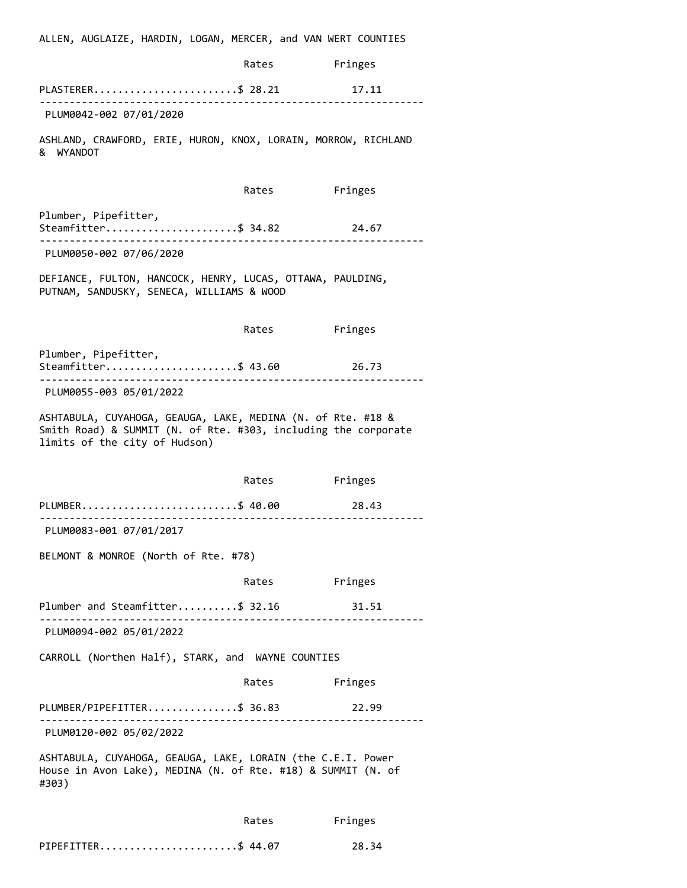ALLEN, AUGLAIZE, HARDIN, LOGAN, MERCER, and VAN WERT COUNTIES

| | Rates | Fringes |
|---|---|---|
| PLASTERER | $ 28.21 | 17.11 |

----------------------------------------------------------------

PLUM0042-002 07/01/2020

ASHLAND, CRAWFORD, ERIE, HURON, KNOX, LORAIN, MORROW, RICHLAND & WYANDOT

| | Rates | Fringes |
|---|---|---|
| Plumber, Pipefitter, Steamfitter | $ 34.82 | 24.67 |

----------------------------------------------------------------

PLUM0050-002 07/06/2020

DEFIANCE, FULTON, HANCOCK, HENRY, LUCAS, OTTAWA, PAULDING, PUTNAM, SANDUSKY, SENECA, WILLIAMS & WOOD

| | Rates | Fringes |
|---|---|---|
| Plumber, Pipefitter, Steamfitter | $ 43.60 | 26.73 |

----------------------------------------------------------------

PLUM0055-003 05/01/2022

ASHTABULA, CUYAHOGA, GEAUGA, LAKE, MEDINA (N. of Rte. #18 & Smith Road) & SUMMIT (N. of Rte. #303, including the corporate limits of the city of Hudson)

| | Rates | Fringes |
|---|---|---|
| PLUMBER | $ 40.00 | 28.43 |

----------------------------------------------------------------

PLUM0083-001 07/01/2017

BELMONT & MONROE (North of Rte. #78)

| | Rates | Fringes |
|---|---|---|
| Plumber and Steamfitter | $ 32.16 | 31.51 |

----------------------------------------------------------------

PLUM0094-002 05/01/2022

CARROLL (Northen Half), STARK, and WAYNE COUNTIES

| | Rates | Fringes |
|---|---|---|
| PLUMBER/PIPEFITTER | $ 36.83 | 22.99 |

----------------------------------------------------------------

PLUM0120-002 05/02/2022

ASHTABULA, CUYAHOGA, GEAUGA, LAKE, LORAIN (the C.E.I. Power House in Avon Lake), MEDINA (N. of Rte. #18) & SUMMIT (N. of #303)

| | Rates | Fringes |
|---|---|---|
| PIPEFITTER | $ 44.07 | 28.34 |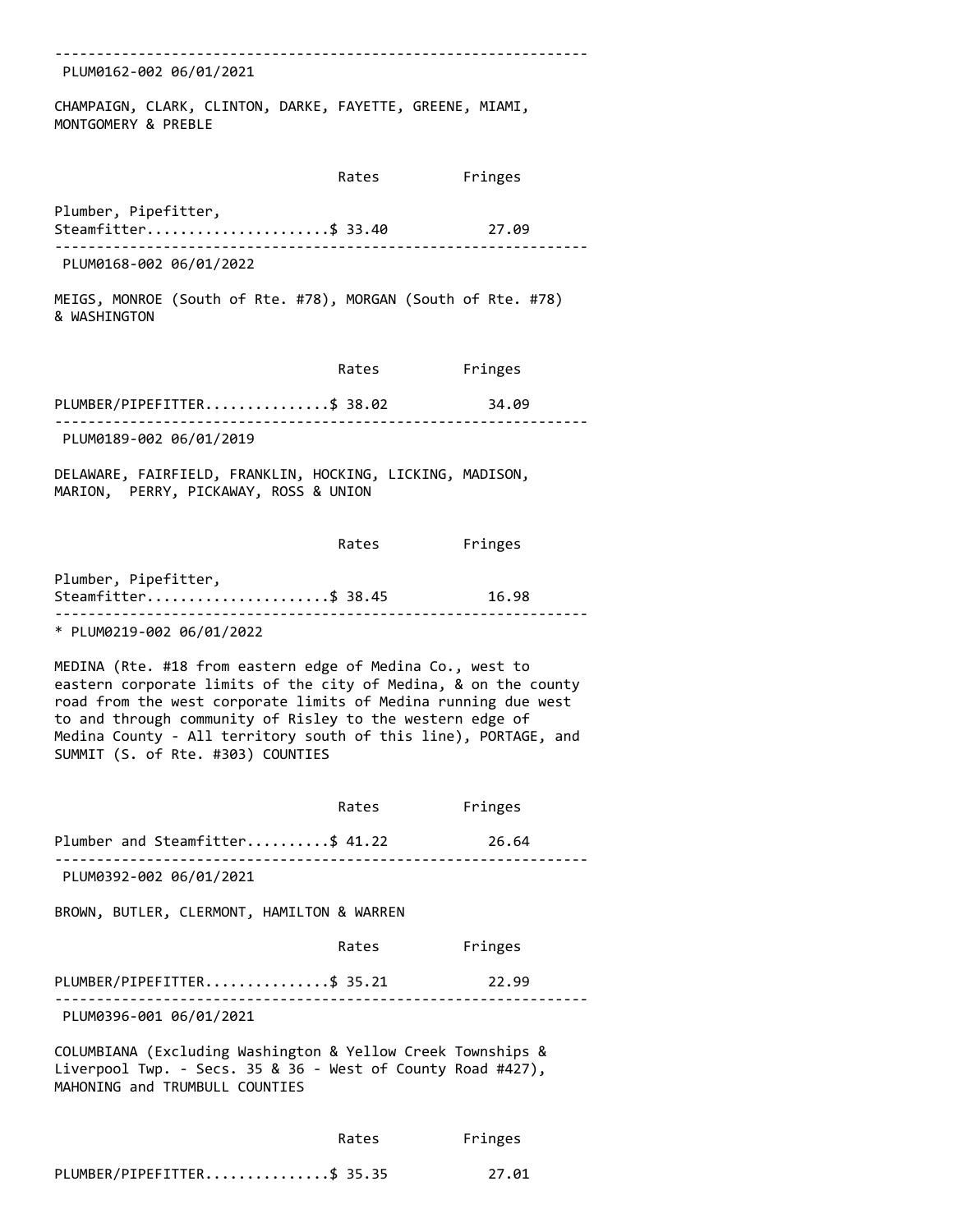---

PLUM0162-002 06/01/2021

CHAMPAIGN, CLARK, CLINTON, DARKE, FAYETTE, GREENE, MIAMI, MONTGOMERY & PREBLE

| | Rates | Fringes |
|---|---|---|
| Plumber, Pipefitter, Steamfitter | $ 33.40 | 27.09 |

---

PLUM0168-002 06/01/2022

MEIGS, MONROE (South of Rte. #78), MORGAN (South of Rte. #78) & WASHINGTON

| | Rates | Fringes |
|---|---|---|
| PLUMBER/PIPEFITTER | $ 38.02 | 34.09 |

---

PLUM0189-002 06/01/2019

DELAWARE, FAIRFIELD, FRANKLIN, HOCKING, LICKING, MADISON, MARION, PERRY, PICKAWAY, ROSS & UNION

| | Rates | Fringes |
|---|---|---|
| Plumber, Pipefitter, Steamfitter | $ 38.45 | 16.98 |

---

* PLUM0219-002 06/01/2022

MEDINA (Rte. #18 from eastern edge of Medina Co., west to eastern corporate limits of the city of Medina, & on the county road from the west corporate limits of Medina running due west to and through community of Risley to the western edge of Medina County - All territory south of this line), PORTAGE, and SUMMIT (S. of Rte. #303) COUNTIES

| | Rates | Fringes |
|---|---|---|
| Plumber and Steamfitter | $ 41.22 | 26.64 |

---

PLUM0392-002 06/01/2021

BROWN, BUTLER, CLERMONT, HAMILTON & WARREN

| | Rates | Fringes |
|---|---|---|
| PLUMBER/PIPEFITTER | $ 35.21 | 22.99 |

---

PLUM0396-001 06/01/2021

COLUMBIANA (Excluding Washington & Yellow Creek Townships & Liverpool Twp. - Secs. 35 & 36 - West of County Road #427), MAHONING and TRUMBULL COUNTIES

| | Rates | Fringes |
|---|---|---|
| PLUMBER/PIPEFITTER | $ 35.35 | 27.01 |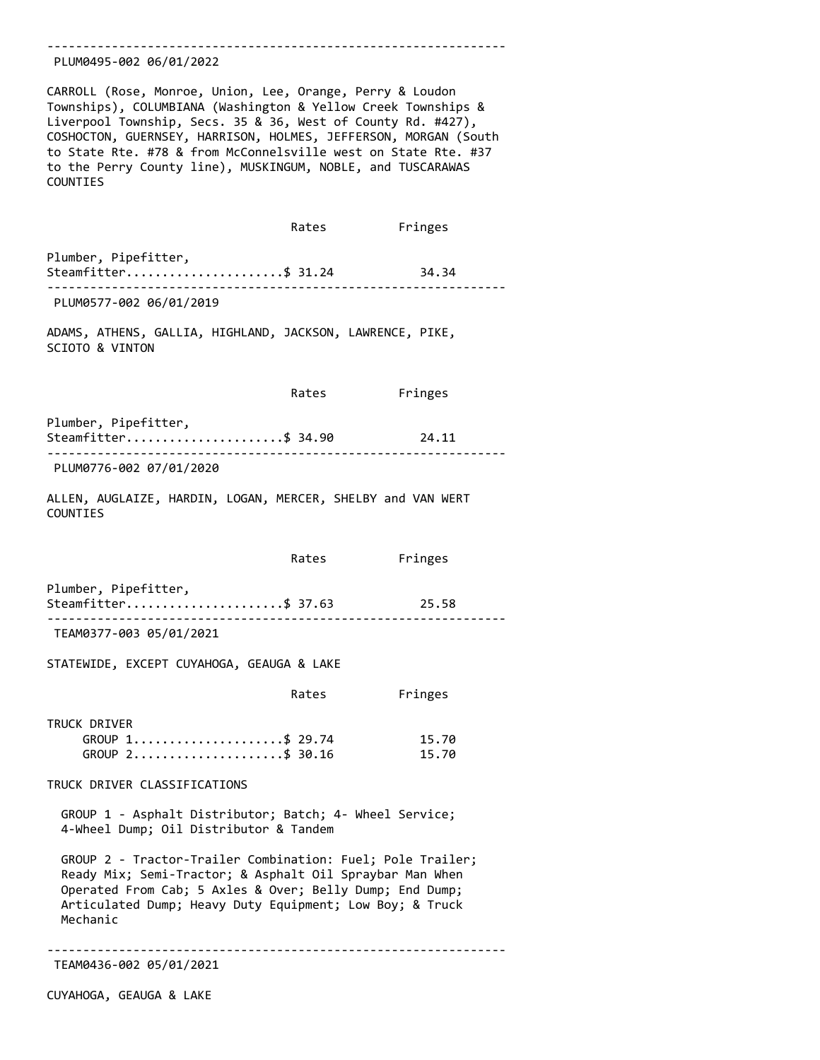---

PLUM0495-002 06/01/2022

CARROLL (Rose, Monroe, Union, Lee, Orange, Perry & Loudon Townships), COLUMBIANA (Washington & Yellow Creek Townships & Liverpool Township, Secs. 35 & 36, West of County Rd. #427), COSHOCTON, GUERNSEY, HARRISON, HOLMES, JEFFERSON, MORGAN (South to State Rte. #78 & from McConnelsville west on State Rte. #37 to the Perry County line), MUSKINGUM, NOBLE, and TUSCARAWAS COUNTIES

| | Rates | Fringes |
|---|---|---|
| Plumber, Pipefitter, Steamfitter | $ 31.24 | 34.34 |

---

PLUM0577-002 06/01/2019

ADAMS, ATHENS, GALLIA, HIGHLAND, JACKSON, LAWRENCE, PIKE, SCIOTO & VINTON

| | Rates | Fringes |
|---|---|---|
| Plumber, Pipefitter, Steamfitter | $ 34.90 | 24.11 |

---

PLUM0776-002 07/01/2020

ALLEN, AUGLAIZE, HARDIN, LOGAN, MERCER, SHELBY and VAN WERT COUNTIES

| | Rates | Fringes |
|---|---|---|
| Plumber, Pipefitter, Steamfitter | $ 37.63 | 25.58 |

---

TEAM0377-003 05/01/2021

STATEWIDE, EXCEPT CUYAHOGA, GEAUGA & LAKE

| | Rates | Fringes |
|---|---|---|
| TRUCK DRIVER | | |
| GROUP 1 | $ 29.74 | 15.70 |
| GROUP 2 | $ 30.16 | 15.70 |

TRUCK DRIVER CLASSIFICATIONS

GROUP 1 - Asphalt Distributor; Batch; 4- Wheel Service; 4-Wheel Dump; Oil Distributor & Tandem

GROUP 2 - Tractor-Trailer Combination: Fuel; Pole Trailer; Ready Mix; Semi-Tractor; & Asphalt Oil Spraybar Man When Operated From Cab; 5 Axles & Over; Belly Dump; End Dump; Articulated Dump; Heavy Duty Equipment; Low Boy; & Truck Mechanic

---

TEAM0436-002 05/01/2021

CUYAHOGA, GEAUGA & LAKE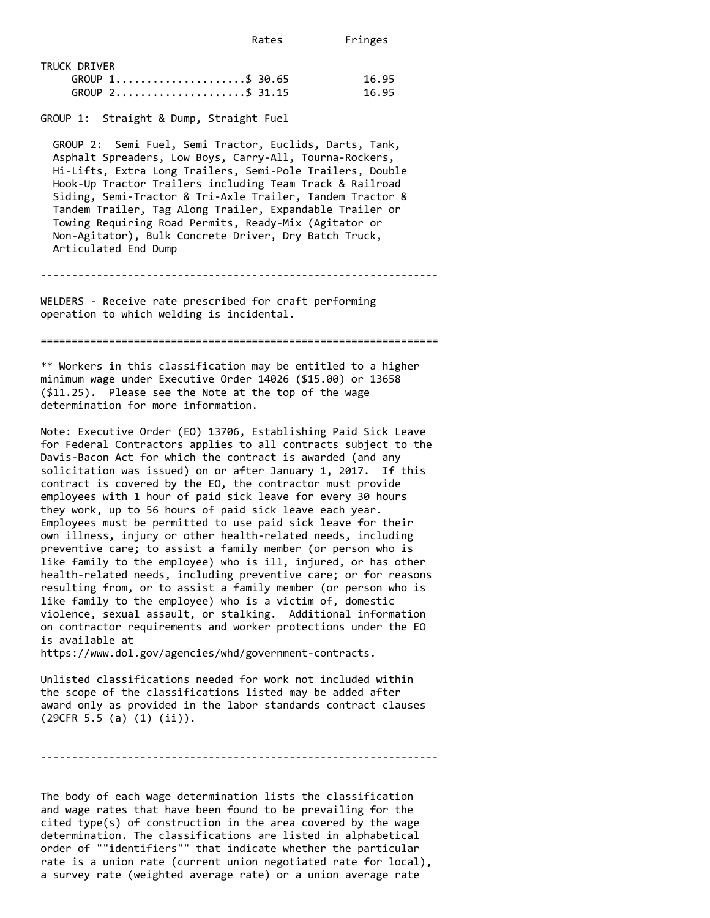| | Rates | Fringes |
|---|---|---|
| TRUCK DRIVER | | |
| GROUP 1 | $ 30.65 | 16.95 |
| GROUP 2 | $ 31.15 | 16.95 |

GROUP 1: Straight & Dump, Straight Fuel

GROUP 2: Semi Fuel, Semi Tractor, Euclids, Darts, Tank, Asphalt Spreaders, Low Boys, Carry-All, Tourna-Rockers, Hi-Lifts, Extra Long Trailers, Semi-Pole Trailers, Double Hook-Up Tractor Trailers including Team Track & Railroad Siding, Semi-Tractor & Tri-Axle Trailer, Tandem Tractor & Tandem Trailer, Tag Along Trailer, Expandable Trailer or Towing Requiring Road Permits, Ready-Mix (Agitator or Non-Agitator), Bulk Concrete Driver, Dry Batch Truck, Articulated End Dump

----------------------------------------------------------------

WELDERS - Receive rate prescribed for craft performing operation to which welding is incidental.

================================================================

** Workers in this classification may be entitled to a higher minimum wage under Executive Order 14026 ($15.00) or 13658 ($11.25). Please see the Note at the top of the wage determination for more information.

Note: Executive Order (EO) 13706, Establishing Paid Sick Leave for Federal Contractors applies to all contracts subject to the Davis-Bacon Act for which the contract is awarded (and any solicitation was issued) on or after January 1, 2017. If this contract is covered by the EO, the contractor must provide employees with 1 hour of paid sick leave for every 30 hours they work, up to 56 hours of paid sick leave each year. Employees must be permitted to use paid sick leave for their own illness, injury or other health-related needs, including preventive care; to assist a family member (or person who is like family to the employee) who is ill, injured, or has other health-related needs, including preventive care; or for reasons resulting from, or to assist a family member (or person who is like family to the employee) who is a victim of, domestic violence, sexual assault, or stalking. Additional information on contractor requirements and worker protections under the EO is available at https://www.dol.gov/agencies/whd/government-contracts.

Unlisted classifications needed for work not included within the scope of the classifications listed may be added after award only as provided in the labor standards contract clauses (29CFR 5.5 (a) (1) (ii)).

----------------------------------------------------------------

The body of each wage determination lists the classification and wage rates that have been found to be prevailing for the cited type(s) of construction in the area covered by the wage determination. The classifications are listed in alphabetical order of ""identifiers"" that indicate whether the particular rate is a union rate (current union negotiated rate for local), a survey rate (weighted average rate) or a union average rate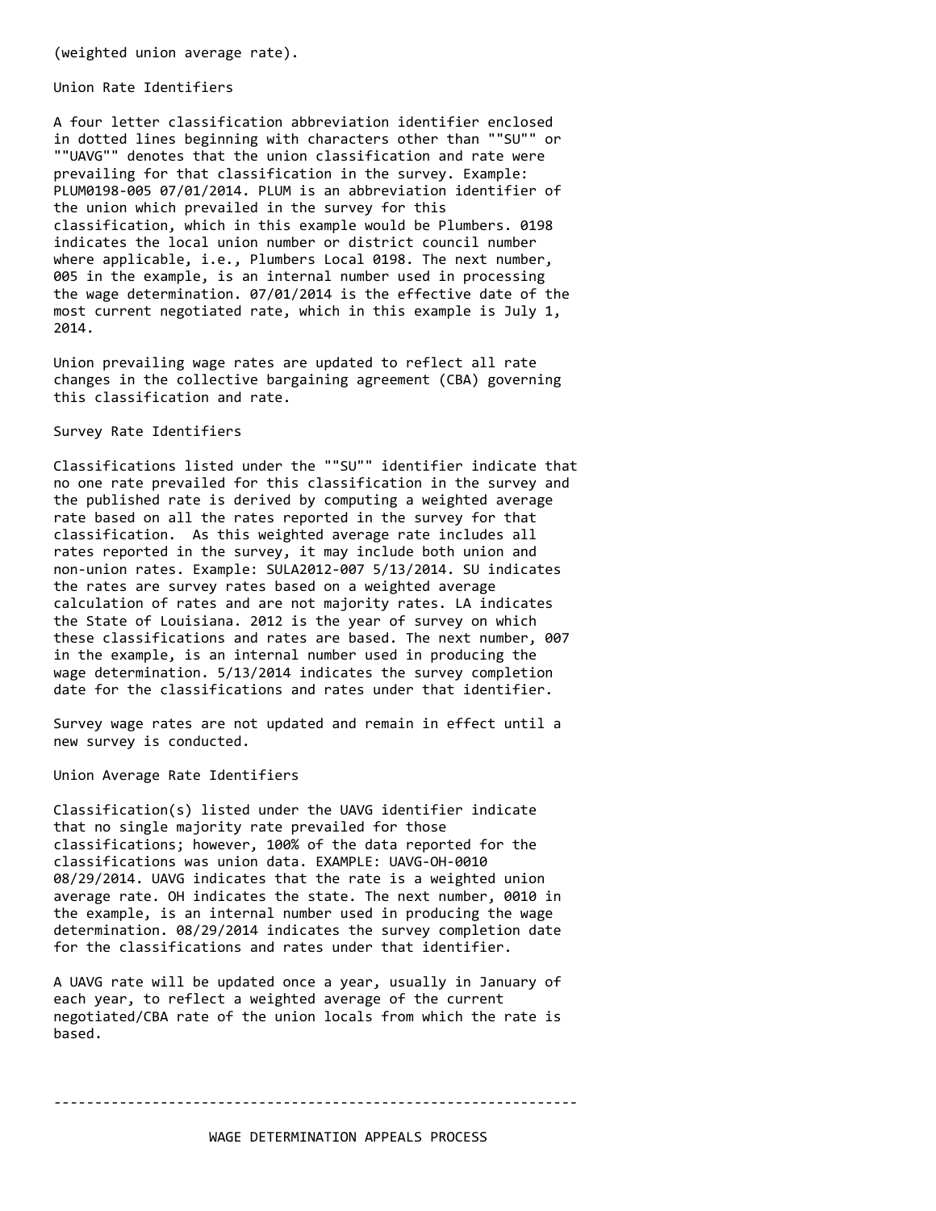(weighted union average rate).

Union Rate Identifiers

A four letter classification abbreviation identifier enclosed in dotted lines beginning with characters other than ""SU"" or ""UAVG"" denotes that the union classification and rate were prevailing for that classification in the survey. Example: PLUM0198-005 07/01/2014. PLUM is an abbreviation identifier of the union which prevailed in the survey for this classification, which in this example would be Plumbers. 0198 indicates the local union number or district council number where applicable, i.e., Plumbers Local 0198. The next number, 005 in the example, is an internal number used in processing the wage determination. 07/01/2014 is the effective date of the most current negotiated rate, which in this example is July 1, 2014.

Union prevailing wage rates are updated to reflect all rate changes in the collective bargaining agreement (CBA) governing this classification and rate.

Survey Rate Identifiers

Classifications listed under the ""SU"" identifier indicate that no one rate prevailed for this classification in the survey and the published rate is derived by computing a weighted average rate based on all the rates reported in the survey for that classification. As this weighted average rate includes all rates reported in the survey, it may include both union and non-union rates. Example: SULA2012-007 5/13/2014. SU indicates the rates are survey rates based on a weighted average calculation of rates and are not majority rates. LA indicates the State of Louisiana. 2012 is the year of survey on which these classifications and rates are based. The next number, 007 in the example, is an internal number used in producing the wage determination. 5/13/2014 indicates the survey completion date for the classifications and rates under that identifier.

Survey wage rates are not updated and remain in effect until a new survey is conducted.

Union Average Rate Identifiers

Classification(s) listed under the UAVG identifier indicate that no single majority rate prevailed for those classifications; however, 100% of the data reported for the classifications was union data. EXAMPLE: UAVG-OH-0010 08/29/2014. UAVG indicates that the rate is a weighted union average rate. OH indicates the state. The next number, 0010 in the example, is an internal number used in producing the wage determination. 08/29/2014 indicates the survey completion date for the classifications and rates under that identifier.

A UAVG rate will be updated once a year, usually in January of each year, to reflect a weighted average of the current negotiated/CBA rate of the union locals from which the rate is based.

----------------------------------------------------------------

WAGE DETERMINATION APPEALS PROCESS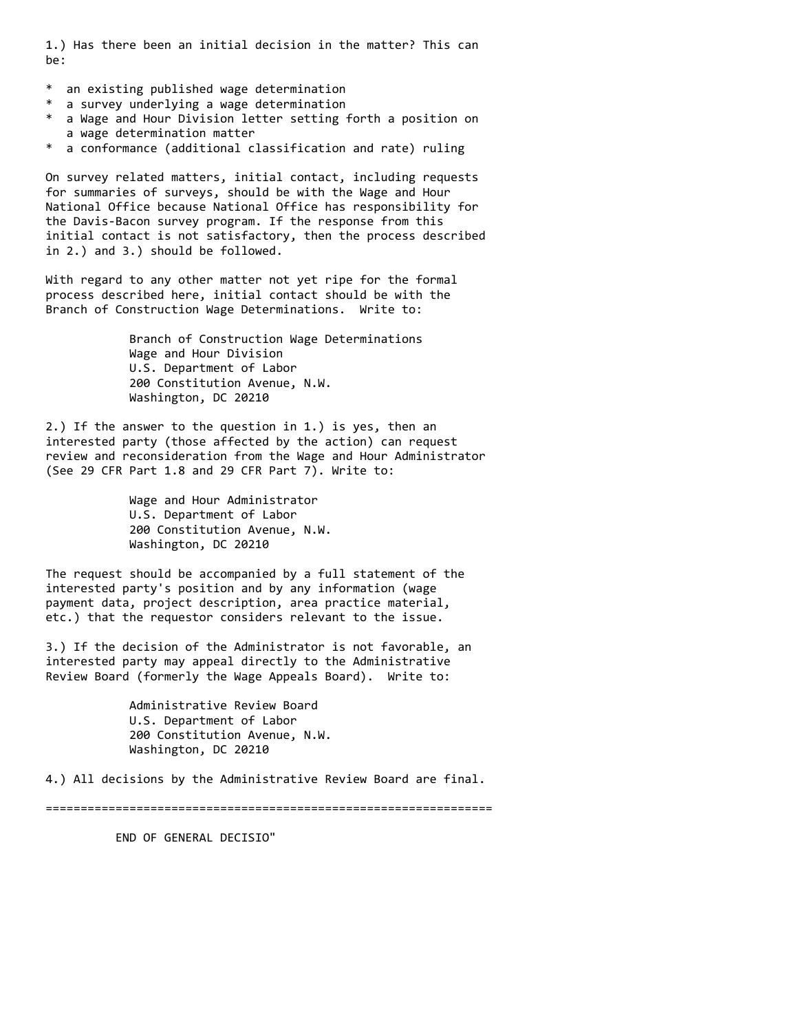1.) Has there been an initial decision in the matter? This can be:

* an existing published wage determination
* a survey underlying a wage determination
* a Wage and Hour Division letter setting forth a position on a wage determination matter
* a conformance (additional classification and rate) ruling

On survey related matters, initial contact, including requests for summaries of surveys, should be with the Wage and Hour National Office because National Office has responsibility for the Davis-Bacon survey program. If the response from this initial contact is not satisfactory, then the process described in 2.) and 3.) should be followed.

With regard to any other matter not yet ripe for the formal process described here, initial contact should be with the Branch of Construction Wage Determinations. Write to:

Branch of Construction Wage Determinations
Wage and Hour Division
U.S. Department of Labor
200 Constitution Avenue, N.W.
Washington, DC 20210

2.) If the answer to the question in 1.) is yes, then an interested party (those affected by the action) can request review and reconsideration from the Wage and Hour Administrator (See 29 CFR Part 1.8 and 29 CFR Part 7). Write to:

Wage and Hour Administrator
U.S. Department of Labor
200 Constitution Avenue, N.W.
Washington, DC 20210

The request should be accompanied by a full statement of the interested party's position and by any information (wage payment data, project description, area practice material, etc.) that the requestor considers relevant to the issue.

3.) If the decision of the Administrator is not favorable, an interested party may appeal directly to the Administrative Review Board (formerly the Wage Appeals Board). Write to:

Administrative Review Board
U.S. Department of Labor
200 Constitution Avenue, N.W.
Washington, DC 20210

4.) All decisions by the Administrative Review Board are final.

================================================================

END OF GENERAL DECISIO"